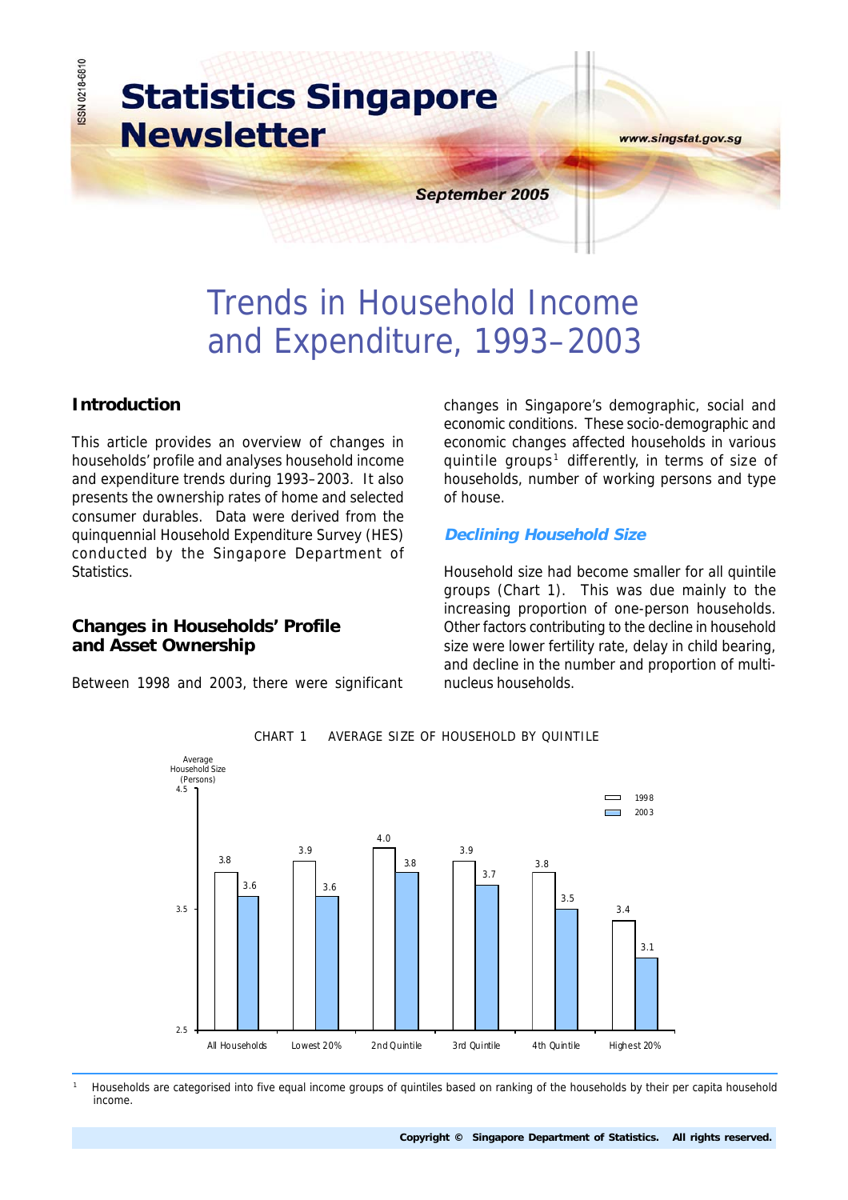ISSN 0218-6810

# Statistics Singapore Newsletter

www.singstat.gov.sg

September 2005

# Trends in Household Income and Expenditure, 1993–2003

## Introduction

This article provides an overview of changes in households' profile and analyses household income and expenditure trends during 1993–2003. It also presents the ownership rates of home and selected consumer durables. Data were derived from the quinquennial Household Expenditure Survey (HES) conducted by the Singapore Department of Statistics.

## Changes in Households' Profile and Asset Ownership

Between 1998 and 2003, there were significant changes in Singapore's demographic, social and economic conditions. These socio-demographic and economic changes affected households in various quintile groups[1] differently, in terms of size of households, number of working persons and type of house.

### *Declining Household Size*

Household size had become smaller for all quintile groups (Chart 1). This was due mainly to the increasing proportion of one-person households. Other factors contributing to the decline in household size were lower fertility rate, delay in child bearing, and decline in the number and proportion of multi-nucleus households.

CHART 1 AVERAGE SIZE OF HOUSEHOLD BY QUINTILE

Average Household Size (Persons)

4.5
3.5
2.5

1998
2003

All Households: 3.8, 3.6
Lowest 20%: 3.9, 3.6
2nd Quintile: 4.0, 3.8
3rd Quintile: 3.9, 3.7
4th Quintile: 3.8, 3.5
Highest 20%: 3.4, 3.1

[1] Households are categorised into five equal income groups of quintiles based on ranking of the households by their per capita household income.

Copyright © Singapore Department of Statistics. All rights reserved.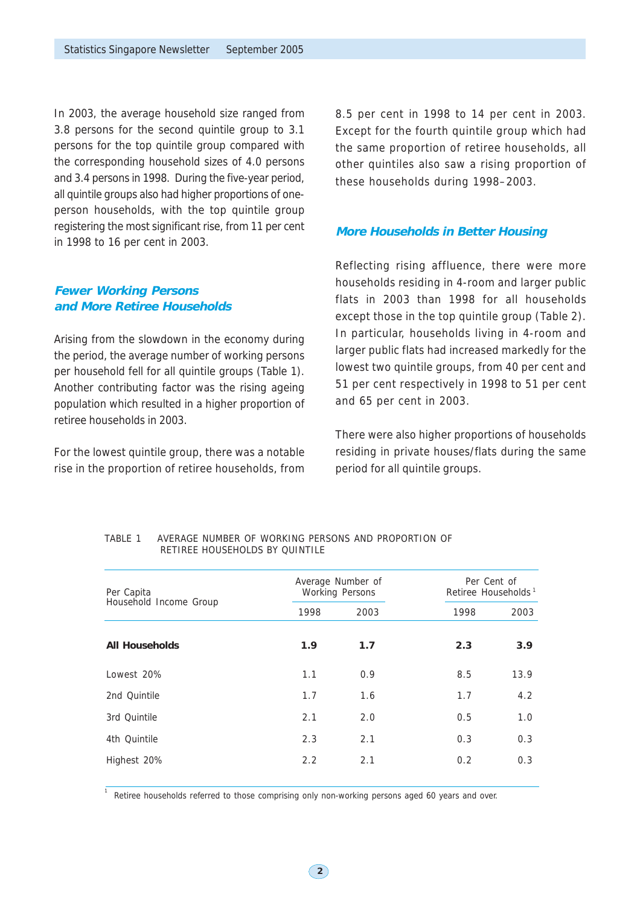In 2003, the average household size ranged from 3.8 persons for the second quintile group to 3.1 persons for the top quintile group compared with the corresponding household sizes of 4.0 persons and 3.4 persons in 1998. During the five-year period, all quintile groups also had higher proportions of one-person households, with the top quintile group registering the most significant rise, from 11 per cent in 1998 to 16 per cent in 2003.

### *Fewer Working Persons and More Retiree Households*

Arising from the slowdown in the economy during the period, the average number of working persons per household fell for all quintile groups (Table 1). Another contributing factor was the rising ageing population which resulted in a higher proportion of retiree households in 2003.

For the lowest quintile group, there was a notable rise in the proportion of retiree households, from 8.5 per cent in 1998 to 14 per cent in 2003. Except for the fourth quintile group which had the same proportion of retiree households, all other quintiles also saw a rising proportion of these households during 1998–2003.

### *More Households in Better Housing*

Reflecting rising affluence, there were more households residing in 4-room and larger public flats in 2003 than 1998 for all households except those in the top quintile group (Table 2). In particular, households living in 4-room and larger public flats had increased markedly for the lowest two quintile groups, from 40 per cent and 51 per cent respectively in 1998 to 51 per cent and 65 per cent in 2003.

There were also higher proportions of households residing in private houses/flats during the same period for all quintile groups.

TABLE 1 AVERAGE NUMBER OF WORKING PERSONS AND PROPORTION OF RETIREE HOUSEHOLDS BY QUINTILE

| Per Capita Household Income Group | Average Number of Working Persons | | Per Cent of Retiree Households[1] | |
|---|---|---|---|---|
| | 1998 | 2003 | 1998 | 2003 |
| **All Households** | **1.9** | **1.7** | **2.3** | **3.9** |
| Lowest 20% | 1.1 | 0.9 | 8.5 | 13.9 |
| 2nd Quintile | 1.7 | 1.6 | 1.7 | 4.2 |
| 3rd Quintile | 2.1 | 2.0 | 0.5 | 1.0 |
| 4th Quintile | 2.3 | 2.1 | 0.3 | 0.3 |
| Highest 20% | 2.2 | 2.1 | 0.2 | 0.3 |

[1] Retiree households referred to those comprising only non-working persons aged 60 years and over.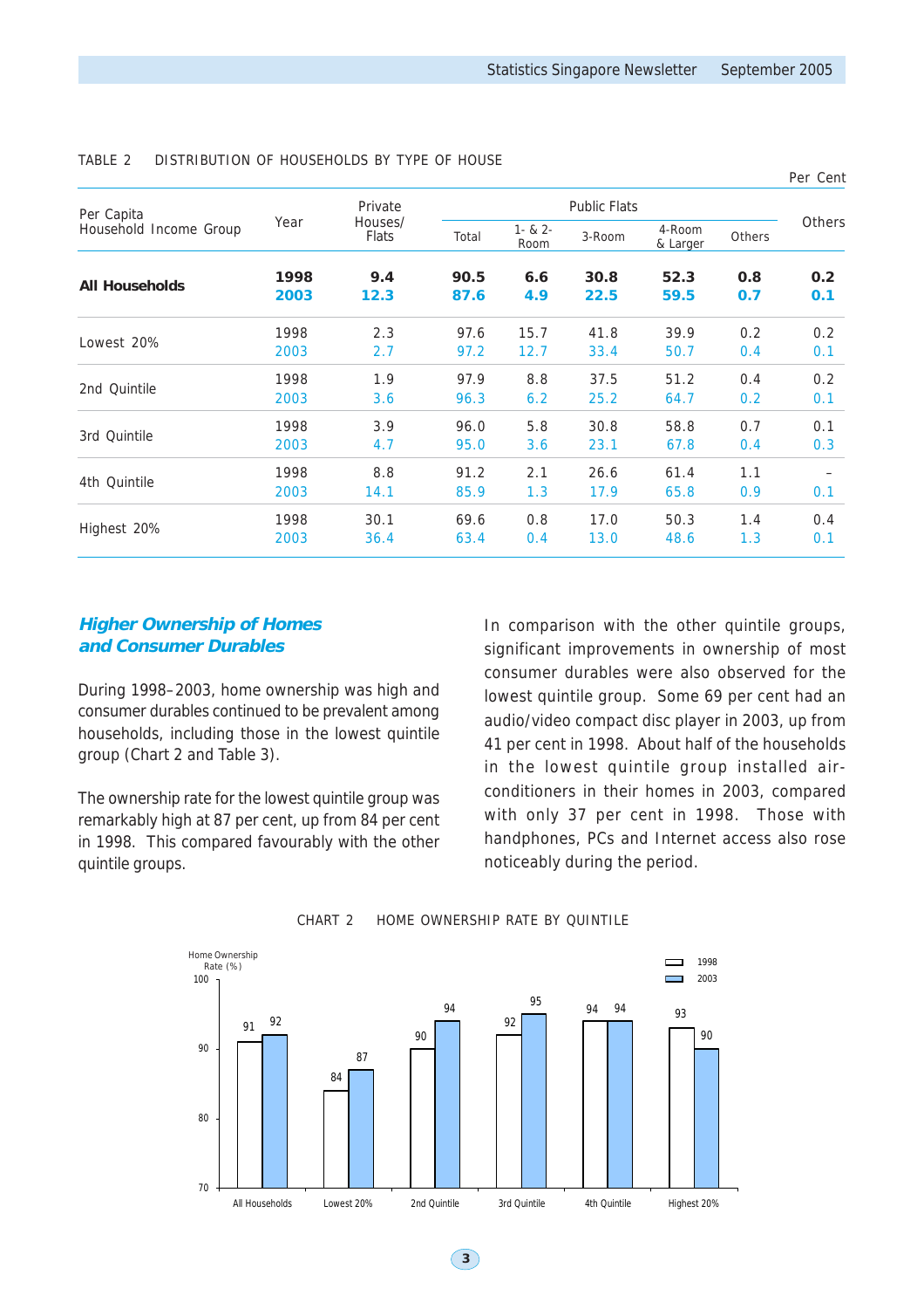TABLE 2 DISTRIBUTION OF HOUSEHOLDS BY TYPE OF HOUSE

Per Cent

| Per Capita Household Income Group | Year | Private Houses/ Flats | Public Flats | | | | | Others |
|---|---|---|---|---|---|---|---|---|
| | | | Total | 1- & 2- Room | 3-Room | 4-Room & Larger | Others | |
| **All Households** | **1998** | **9.4** | **90.5** | **6.6** | **30.8** | **52.3** | **0.8** | **0.2** |
| | **2003** | **12.3** | **87.6** | **4.9** | **22.5** | **59.5** | **0.7** | **0.1** |
| Lowest 20% | 1998 | 2.3 | 97.6 | 15.7 | 41.8 | 39.9 | 0.2 | 0.2 |
| | 2003 | 2.7 | 97.2 | 12.7 | 33.4 | 50.7 | 0.4 | 0.1 |
| 2nd Quintile | 1998 | 1.9 | 97.9 | 8.8 | 37.5 | 51.2 | 0.4 | 0.2 |
| | 2003 | 3.6 | 96.3 | 6.2 | 25.2 | 64.7 | 0.2 | 0.1 |
| 3rd Quintile | 1998 | 3.9 | 96.0 | 5.8 | 30.8 | 58.8 | 0.7 | 0.1 |
| | 2003 | 4.7 | 95.0 | 3.6 | 23.1 | 67.8 | 0.4 | 0.3 |
| 4th Quintile | 1998 | 8.8 | 91.2 | 2.1 | 26.6 | 61.4 | 1.1 | – |
| | 2003 | 14.1 | 85.9 | 1.3 | 17.9 | 65.8 | 0.9 | 0.1 |
| Highest 20% | 1998 | 30.1 | 69.6 | 0.8 | 17.0 | 50.3 | 1.4 | 0.4 |
| | 2003 | 36.4 | 63.4 | 0.4 | 13.0 | 48.6 | 1.3 | 0.1 |

## *Higher Ownership of Homes and Consumer Durables*

During 1998–2003, home ownership was high and consumer durables continued to be prevalent among households, including those in the lowest quintile group (Chart 2 and Table 3).

The ownership rate for the lowest quintile group was remarkably high at 87 per cent, up from 84 per cent in 1998. This compared favourably with the other quintile groups.

In comparison with the other quintile groups, significant improvements in ownership of most consumer durables were also observed for the lowest quintile group. Some 69 per cent had an audio/video compact disc player in 2003, up from 41 per cent in 1998. About half of the households in the lowest quintile group installed air-conditioners in their homes in 2003, compared with only 37 per cent in 1998. Those with handphones, PCs and Internet access also rose noticeably during the period.

CHART 2 HOME OWNERSHIP RATE BY QUINTILE

Home Ownership Rate (%)

1998
2003

100
90
80
70

91 92
84 87
90 94
92 95
94 94
93 90

All Households
Lowest 20%
2nd Quintile
3rd Quintile
4th Quintile
Highest 20%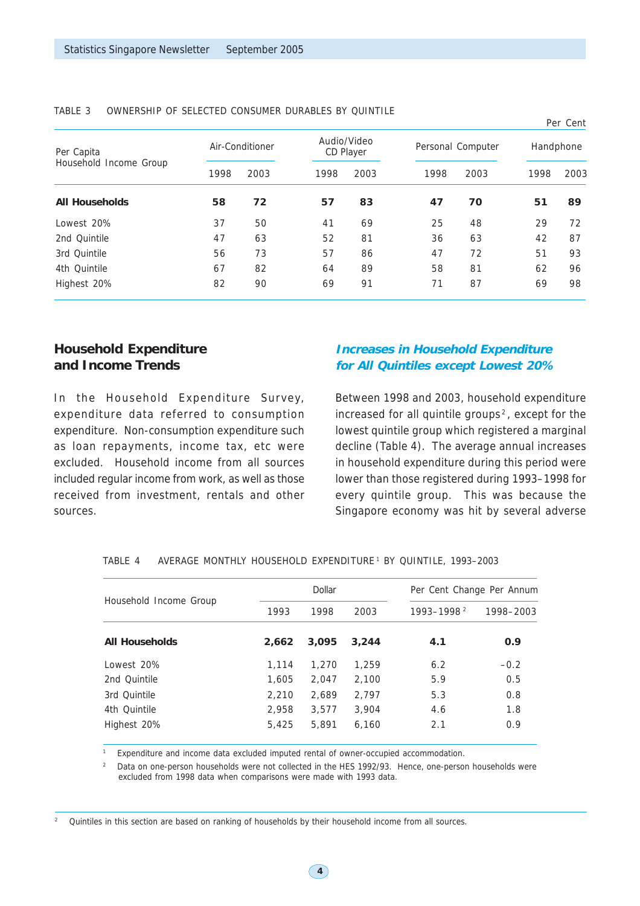TABLE 3 OWNERSHIP OF SELECTED CONSUMER DURABLES BY QUINTILE

Per Cent

| Per Capita Household Income Group | Air-Conditioner | | Audio/Video CD Player | | Personal Computer | | Handphone | |
|---|---|---|---|---|---|---|---|---|
| | 1998 | 2003 | 1998 | 2003 | 1998 | 2003 | 1998 | 2003 |
| **All Households** | **58** | **72** | **57** | **83** | **47** | **70** | **51** | **89** |
| Lowest 20% | 37 | 50 | 41 | 69 | 25 | 48 | 29 | 72 |
| 2nd Quintile | 47 | 63 | 52 | 81 | 36 | 63 | 42 | 87 |
| 3rd Quintile | 56 | 73 | 57 | 86 | 47 | 72 | 51 | 93 |
| 4th Quintile | 67 | 82 | 64 | 89 | 58 | 81 | 62 | 96 |
| Highest 20% | 82 | 90 | 69 | 91 | 71 | 87 | 69 | 98 |

## Household Expenditure and Income Trends

In the Household Expenditure Survey, expenditure data referred to consumption expenditure. Non-consumption expenditure such as loan repayments, income tax, etc were excluded. Household income from all sources included regular income from work, as well as those received from investment, rentals and other sources.

### *Increases in Household Expenditure for All Quintiles except Lowest 20%*

Between 1998 and 2003, household expenditure increased for all quintile groups[2], except for the lowest quintile group which registered a marginal decline (Table 4). The average annual increases in household expenditure during this period were lower than those registered during 1993–1998 for every quintile group. This was because the Singapore economy was hit by several adverse

TABLE 4 AVERAGE MONTHLY HOUSEHOLD EXPENDITURE[1] BY QUINTILE, 1993–2003

| Household Income Group | Dollar | | | Per Cent Change Per Annum | |
|---|---|---|---|---|---|
| | 1993 | 1998 | 2003 | 1993–1998[2] | 1998–2003 |
| **All Households** | **2,662** | **3,095** | **3,244** | **4.1** | **0.9** |
| Lowest 20% | 1,114 | 1,270 | 1,259 | 6.2 | –0.2 |
| 2nd Quintile | 1,605 | 2,047 | 2,100 | 5.9 | 0.5 |
| 3rd Quintile | 2,210 | 2,689 | 2,797 | 5.3 | 0.8 |
| 4th Quintile | 2,958 | 3,577 | 3,904 | 4.6 | 1.8 |
| Highest 20% | 5,425 | 5,891 | 6,160 | 2.1 | 0.9 |

1 Expenditure and income data excluded imputed rental of owner-occupied accommodation.

2 Data on one-person households were not collected in the HES 1992/93. Hence, one-person households were excluded from 1998 data when comparisons were made with 1993 data.

2 Quintiles in this section are based on ranking of households by their household income from all sources.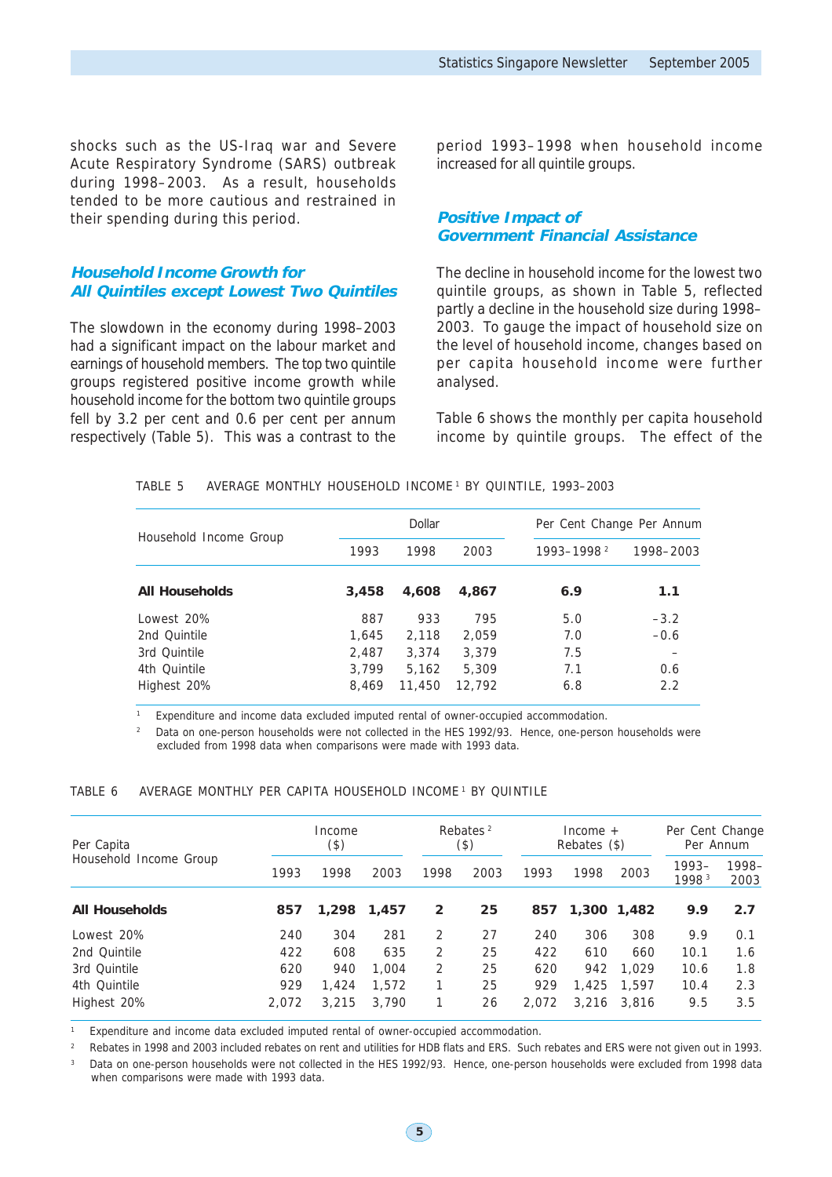shocks such as the US-Iraq war and Severe Acute Respiratory Syndrome (SARS) outbreak during 1998–2003. As a result, households tended to be more cautious and restrained in their spending during this period.

### *Household Income Growth for All Quintiles except Lowest Two Quintiles*

The slowdown in the economy during 1998–2003 had a significant impact on the labour market and earnings of household members. The top two quintile groups registered positive income growth while household income for the bottom two quintile groups fell by 3.2 per cent and 0.6 per cent per annum respectively (Table 5). This was a contrast to the period 1993–1998 when household income increased for all quintile groups.

### *Positive Impact of Government Financial Assistance*

The decline in household income for the lowest two quintile groups, as shown in Table 5, reflected partly a decline in the household size during 1998–2003. To gauge the impact of household size on the level of household income, changes based on per capita household income were further analysed.

Table 6 shows the monthly per capita household income by quintile groups. The effect of the

TABLE 5 AVERAGE MONTHLY HOUSEHOLD INCOME[1] BY QUINTILE, 1993–2003

| Household Income Group | Dollar | | | Per Cent Change Per Annum | |
|---|---|---|---|---|---|
| | 1993 | 1998 | 2003 | 1993–1998[2] | 1998–2003 |
| **All Households** | **3,458** | **4,608** | **4,867** | **6.9** | **1.1** |
| Lowest 20% | 887 | 933 | 795 | 5.0 | –3.2 |
| 2nd Quintile | 1,645 | 2,118 | 2,059 | 7.0 | –0.6 |
| 3rd Quintile | 2,487 | 3,374 | 3,379 | 7.5 | – |
| 4th Quintile | 3,799 | 5,162 | 5,309 | 7.1 | 0.6 |
| Highest 20% | 8,469 | 11,450 | 12,792 | 6.8 | 2.2 |

[1] Expenditure and income data excluded imputed rental of owner-occupied accommodation.

[2] Data on one-person households were not collected in the HES 1992/93. Hence, one-person households were excluded from 1998 data when comparisons were made with 1993 data.

TABLE 6 AVERAGE MONTHLY PER CAPITA HOUSEHOLD INCOME[1] BY QUINTILE

| Per Capita Household Income Group | Income ($) | | | Rebates[2] ($) | | Income + Rebates ($) | | | Per Cent Change Per Annum | |
|---|---|---|---|---|---|---|---|---|---|---|
| | 1993 | 1998 | 2003 | 1998 | 2003 | 1993 | 1998 | 2003 | 1993–1998[3] | 1998–2003 |
| **All Households** | **857** | **1,298** | **1,457** | **2** | **25** | **857** | **1,300** | **1,482** | **9.9** | **2.7** |
| Lowest 20% | 240 | 304 | 281 | 2 | 27 | 240 | 306 | 308 | 9.9 | 0.1 |
| 2nd Quintile | 422 | 608 | 635 | 2 | 25 | 422 | 610 | 660 | 10.1 | 1.6 |
| 3rd Quintile | 620 | 940 | 1,004 | 2 | 25 | 620 | 942 | 1,029 | 10.6 | 1.8 |
| 4th Quintile | 929 | 1,424 | 1,572 | 1 | 25 | 929 | 1,425 | 1,597 | 10.4 | 2.3 |
| Highest 20% | 2,072 | 3,215 | 3,790 | 1 | 26 | 2,072 | 3,216 | 3,816 | 9.5 | 3.5 |

[1] Expenditure and income data excluded imputed rental of owner-occupied accommodation.

[2] Rebates in 1998 and 2003 included rebates on rent and utilities for HDB flats and ERS. Such rebates and ERS were not given out in 1993.

[3] Data on one-person households were not collected in the HES 1992/93. Hence, one-person households were excluded from 1998 data when comparisons were made with 1993 data.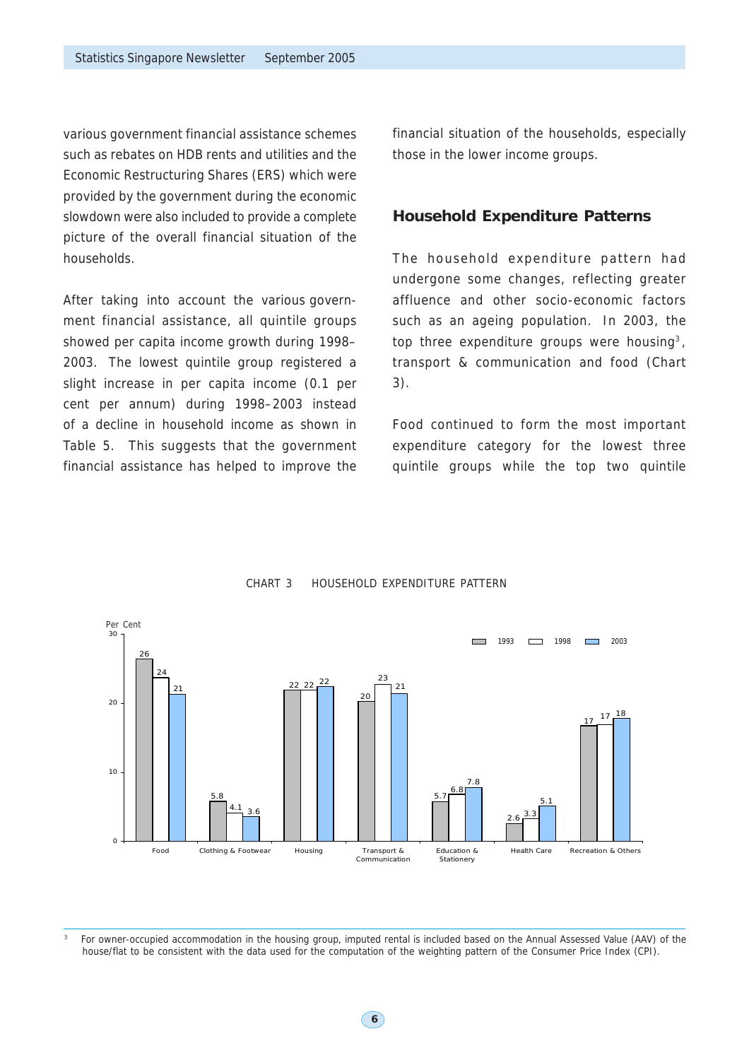various government financial assistance schemes such as rebates on HDB rents and utilities and the Economic Restructuring Shares (ERS) which were provided by the government during the economic slowdown were also included to provide a complete picture of the overall financial situation of the households.

After taking into account the various government financial assistance, all quintile groups showed per capita income growth during 1998–2003. The lowest quintile group registered a slight increase in per capita income (0.1 per cent per annum) during 1998–2003 instead of a decline in household income as shown in Table 5. This suggests that the government financial assistance has helped to improve the financial situation of the households, especially those in the lower income groups.

## Household Expenditure Patterns

The household expenditure pattern had undergone some changes, reflecting greater affluence and other socio-economic factors such as an ageing population. In 2003, the top three expenditure groups were housing[3], transport & communication and food (Chart 3).

Food continued to form the most important expenditure category for the lowest three quintile groups while the top two quintile

CHART 3 HOUSEHOLD EXPENDITURE PATTERN

Per Cent

30
20
10
0

1993
1998
2003

Food: 26, 24, 21
Clothing & Footwear: 5.8, 4.1, 3.6
Housing: 22, 22, 22
Transport & Communication: 20, 23, 21
Education & Stationery: 5.7, 6.8, 7.8
Health Care: 2.6, 3.3, 5.1
Recreation & Others: 17, 17, 18

[3] For owner-occupied accommodation in the housing group, imputed rental is included based on the Annual Assessed Value (AAV) of the house/flat to be consistent with the data used for the computation of the weighting pattern of the Consumer Price Index (CPI).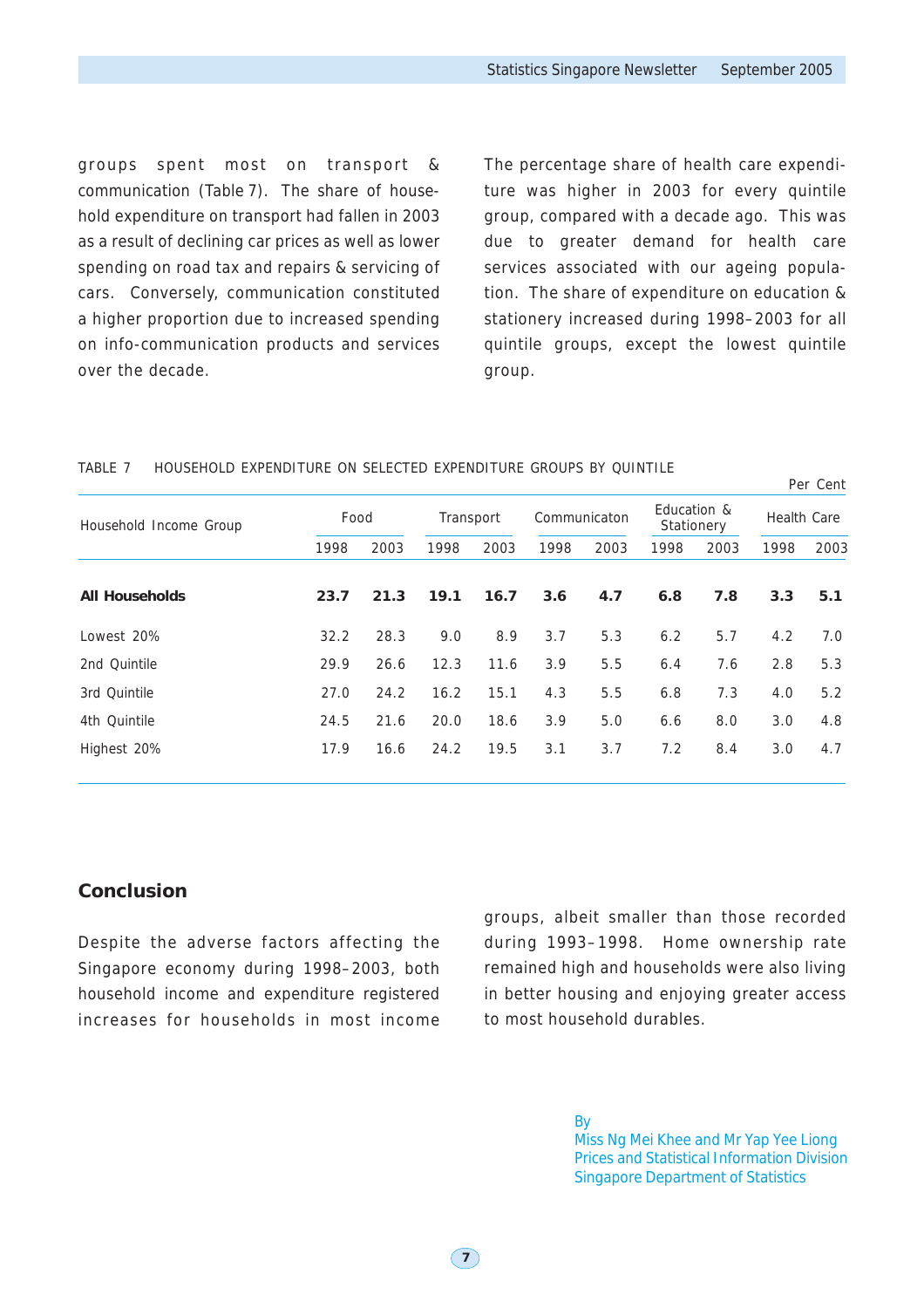groups spent most on transport & communication (Table 7). The share of household expenditure on transport had fallen in 2003 as a result of declining car prices as well as lower spending on road tax and repairs & servicing of cars. Conversely, communication constituted a higher proportion due to increased spending on info-communication products and services over the decade.

The percentage share of health care expenditure was higher in 2003 for every quintile group, compared with a decade ago. This was due to greater demand for health care services associated with our ageing population. The share of expenditure on education & stationery increased during 1998–2003 for all quintile groups, except the lowest quintile group.

TABLE 7 HOUSEHOLD EXPENDITURE ON SELECTED EXPENDITURE GROUPS BY QUINTILE

Per Cent

| Household Income Group | Food | | Transport | | Communicaton | | Education & Stationery | | Health Care | |
|---|---|---|---|---|---|---|---|---|---|---|
| | 1998 | 2003 | 1998 | 2003 | 1998 | 2003 | 1998 | 2003 | 1998 | 2003 |
| **All Households** | **23.7** | **21.3** | **19.1** | **16.7** | **3.6** | **4.7** | **6.8** | **7.8** | **3.3** | **5.1** |
| Lowest 20% | 32.2 | 28.3 | 9.0 | 8.9 | 3.7 | 5.3 | 6.2 | 5.7 | 4.2 | 7.0 |
| 2nd Quintile | 29.9 | 26.6 | 12.3 | 11.6 | 3.9 | 5.5 | 6.4 | 7.6 | 2.8 | 5.3 |
| 3rd Quintile | 27.0 | 24.2 | 16.2 | 15.1 | 4.3 | 5.5 | 6.8 | 7.3 | 4.0 | 5.2 |
| 4th Quintile | 24.5 | 21.6 | 20.0 | 18.6 | 3.9 | 5.0 | 6.6 | 8.0 | 3.0 | 4.8 |
| Highest 20% | 17.9 | 16.6 | 24.2 | 19.5 | 3.1 | 3.7 | 7.2 | 8.4 | 3.0 | 4.7 |

## Conclusion

Despite the adverse factors affecting the Singapore economy during 1998–2003, both household income and expenditure registered increases for households in most income groups, albeit smaller than those recorded during 1993–1998. Home ownership rate remained high and households were also living in better housing and enjoying greater access to most household durables.

By
Miss Ng Mei Khee and Mr Yap Yee Liong
Prices and Statistical Information Division
Singapore Department of Statistics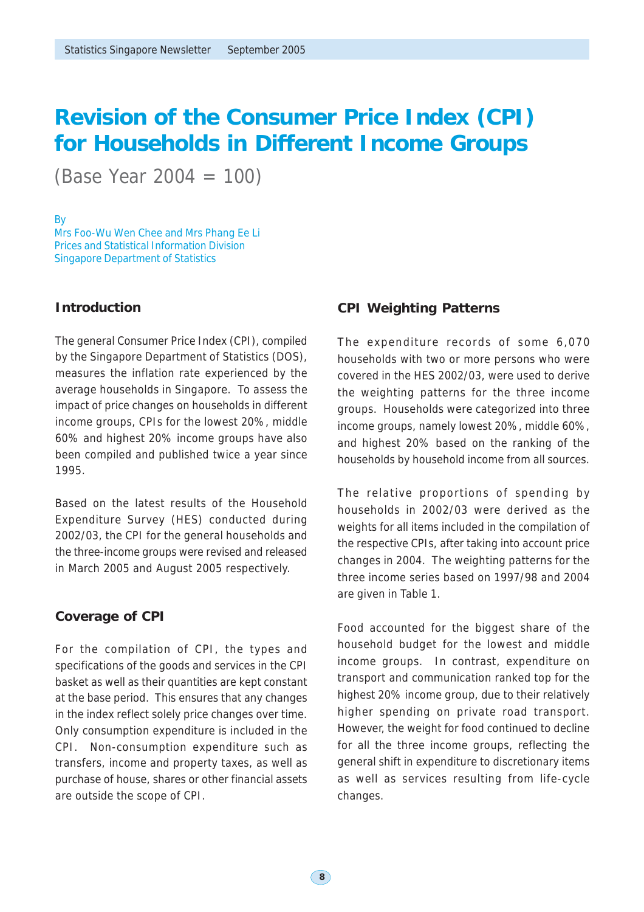# Revision of the Consumer Price Index (CPI) for Households in Different Income Groups

(Base Year 2004 = 100)

By
Mrs Foo-Wu Wen Chee and Mrs Phang Ee Li
Prices and Statistical Information Division
Singapore Department of Statistics

## Introduction

The general Consumer Price Index (CPI), compiled by the Singapore Department of Statistics (DOS), measures the inflation rate experienced by the average households in Singapore. To assess the impact of price changes on households in different income groups, CPIs for the lowest 20%, middle 60% and highest 20% income groups have also been compiled and published twice a year since 1995.

Based on the latest results of the Household Expenditure Survey (HES) conducted during 2002/03, the CPI for the general households and the three-income groups were revised and released in March 2005 and August 2005 respectively.

## Coverage of CPI

For the compilation of CPI, the types and specifications of the goods and services in the CPI basket as well as their quantities are kept constant at the base period. This ensures that any changes in the index reflect solely price changes over time. Only consumption expenditure is included in the CPI. Non-consumption expenditure such as transfers, income and property taxes, as well as purchase of house, shares or other financial assets are outside the scope of CPI.

## CPI Weighting Patterns

The expenditure records of some 6,070 households with two or more persons who were covered in the HES 2002/03, were used to derive the weighting patterns for the three income groups. Households were categorized into three income groups, namely lowest 20%, middle 60%, and highest 20% based on the ranking of the households by household income from all sources.

The relative proportions of spending by households in 2002/03 were derived as the weights for all items included in the compilation of the respective CPIs, after taking into account price changes in 2004. The weighting patterns for the three income series based on 1997/98 and 2004 are given in Table 1.

Food accounted for the biggest share of the household budget for the lowest and middle income groups. In contrast, expenditure on transport and communication ranked top for the highest 20% income group, due to their relatively higher spending on private road transport. However, the weight for food continued to decline for all the three income groups, reflecting the general shift in expenditure to discretionary items as well as services resulting from life-cycle changes.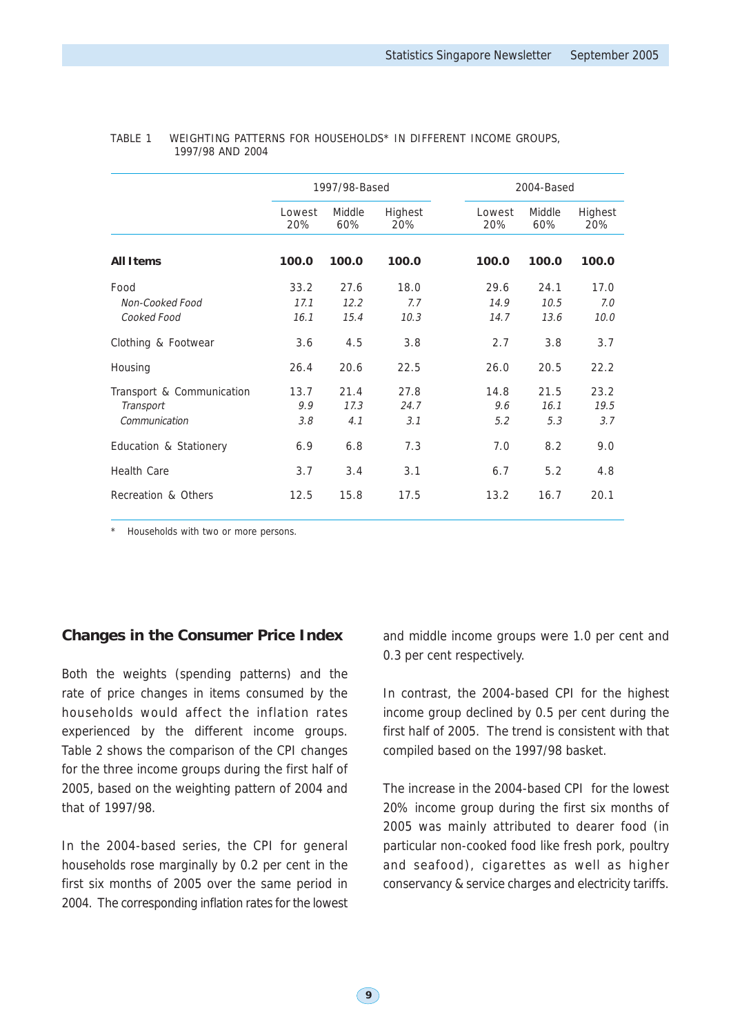TABLE 1 WEIGHTING PATTERNS FOR HOUSEHOLDS* IN DIFFERENT INCOME GROUPS, 1997/98 AND 2004

| | 1997/98-Based | | | 2004-Based | | |
|---|---|---|---|---|---|---|
| | Lowest 20% | Middle 60% | Highest 20% | Lowest 20% | Middle 60% | Highest 20% |
| **All Items** | **100.0** | **100.0** | **100.0** | **100.0** | **100.0** | **100.0** |
| Food | 33.2 | 27.6 | 18.0 | 29.6 | 24.1 | 17.0 |
| *Non-Cooked Food* | *17.1* | *12.2* | *7.7* | *14.9* | *10.5* | *7.0* |
| *Cooked Food* | *16.1* | *15.4* | *10.3* | *14.7* | *13.6* | *10.0* |
| Clothing & Footwear | 3.6 | 4.5 | 3.8 | 2.7 | 3.8 | 3.7 |
| Housing | 26.4 | 20.6 | 22.5 | 26.0 | 20.5 | 22.2 |
| Transport & Communication | 13.7 | 21.4 | 27.8 | 14.8 | 21.5 | 23.2 |
| *Transport* | *9.9* | *17.3* | *24.7* | *9.6* | *16.1* | *19.5* |
| *Communication* | *3.8* | *4.1* | *3.1* | *5.2* | *5.3* | *3.7* |
| Education & Stationery | 6.9 | 6.8 | 7.3 | 7.0 | 8.2 | 9.0 |
| Health Care | 3.7 | 3.4 | 3.1 | 6.7 | 5.2 | 4.8 |
| Recreation & Others | 12.5 | 15.8 | 17.5 | 13.2 | 16.7 | 20.1 |

\* Households with two or more persons.

## Changes in the Consumer Price Index

Both the weights (spending patterns) and the rate of price changes in items consumed by the households would affect the inflation rates experienced by the different income groups. Table 2 shows the comparison of the CPI changes for the three income groups during the first half of 2005, based on the weighting pattern of 2004 and that of 1997/98.

In the 2004-based series, the CPI for general households rose marginally by 0.2 per cent in the first six months of 2005 over the same period in 2004. The corresponding inflation rates for the lowest and middle income groups were 1.0 per cent and 0.3 per cent respectively.

In contrast, the 2004-based CPI for the highest income group declined by 0.5 per cent during the first half of 2005. The trend is consistent with that compiled based on the 1997/98 basket.

The increase in the 2004-based CPI for the lowest 20% income group during the first six months of 2005 was mainly attributed to dearer food (in particular non-cooked food like fresh pork, poultry and seafood), cigarettes as well as higher conservancy & service charges and electricity tariffs.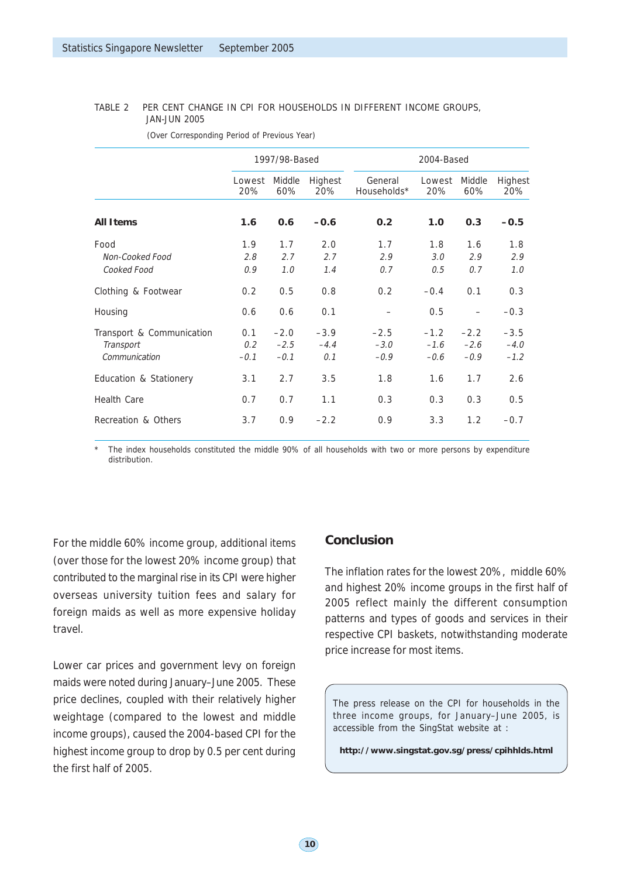TABLE 2 PER CENT CHANGE IN CPI FOR HOUSEHOLDS IN DIFFERENT INCOME GROUPS, JAN-JUN 2005

(Over Corresponding Period of Previous Year)

| | 1997/98-Based | | | 2004-Based | | | |
|---|---|---|---|---|---|---|---|
| | Lowest 20% | Middle 60% | Highest 20% | General Households* | Lowest 20% | Middle 60% | Highest 20% |
| **All Items** | **1.6** | **0.6** | **–0.6** | **0.2** | **1.0** | **0.3** | **–0.5** |
| Food | 1.9 | 1.7 | 2.0 | 1.7 | 1.8 | 1.6 | 1.8 |
| *Non-Cooked Food* | *2.8* | *2.7* | *2.7* | *2.9* | *3.0* | *2.9* | *2.9* |
| *Cooked Food* | *0.9* | *1.0* | *1.4* | *0.7* | *0.5* | *0.7* | *1.0* |
| Clothing & Footwear | 0.2 | 0.5 | 0.8 | 0.2 | –0.4 | 0.1 | 0.3 |
| Housing | 0.6 | 0.6 | 0.1 | – | 0.5 | – | –0.3 |
| Transport & Communication | 0.1 | –2.0 | –3.9 | –2.5 | –1.2 | –2.2 | –3.5 |
| *Transport* | *0.2* | *–2.5* | *–4.4* | *–3.0* | *–1.6* | *–2.6* | *–4.0* |
| *Communication* | *–0.1* | *–0.1* | *0.1* | *–0.9* | *–0.6* | *–0.9* | *–1.2* |
| Education & Stationery | 3.1 | 2.7 | 3.5 | 1.8 | 1.6 | 1.7 | 2.6 |
| Health Care | 0.7 | 0.7 | 1.1 | 0.3 | 0.3 | 0.3 | 0.5 |
| Recreation & Others | 3.7 | 0.9 | –2.2 | 0.9 | 3.3 | 1.2 | –0.7 |

\* The index households constituted the middle 90% of all households with two or more persons by expenditure distribution.

For the middle 60% income group, additional items (over those for the lowest 20% income group) that contributed to the marginal rise in its CPI were higher overseas university tuition fees and salary for foreign maids as well as more expensive holiday travel.

Lower car prices and government levy on foreign maids were noted during January–June 2005. These price declines, coupled with their relatively higher weightage (compared to the lowest and middle income groups), caused the 2004-based CPI for the highest income group to drop by 0.5 per cent during the first half of 2005.

## Conclusion

The inflation rates for the lowest 20%, middle 60% and highest 20% income groups in the first half of 2005 reflect mainly the different consumption patterns and types of goods and services in their respective CPI baskets, notwithstanding moderate price increase for most items.

The press release on the CPI for households in the three income groups, for January–June 2005, is accessible from the SingStat website at :

**http://www.singstat.gov.sg/press/cpihhlds.html**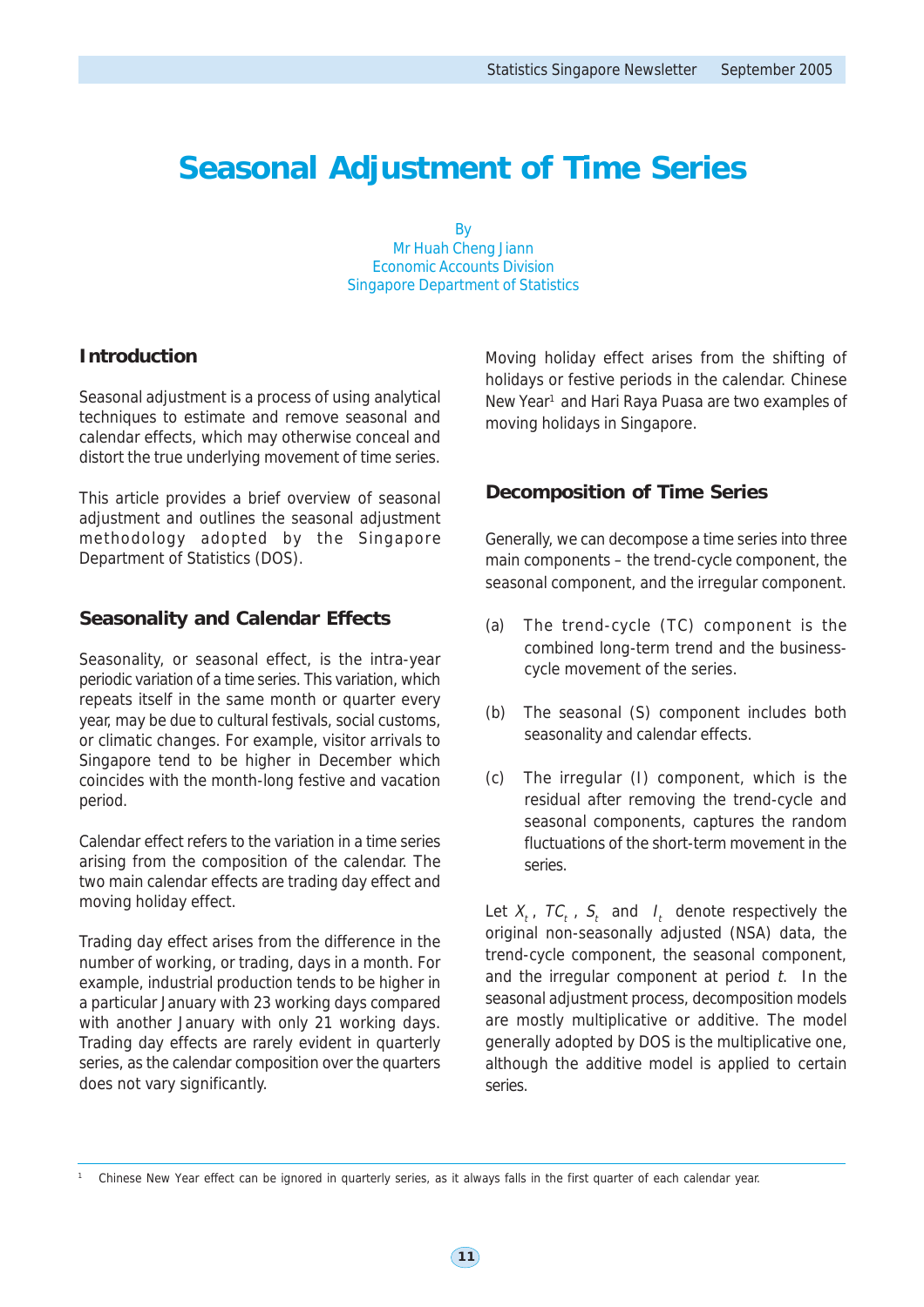# Seasonal Adjustment of Time Series

By
Mr Huah Cheng Jiann
Economic Accounts Division
Singapore Department of Statistics

## Introduction

Seasonal adjustment is a process of using analytical techniques to estimate and remove seasonal and calendar effects, which may otherwise conceal and distort the true underlying movement of time series.

This article provides a brief overview of seasonal adjustment and outlines the seasonal adjustment methodology adopted by the Singapore Department of Statistics (DOS).

## Seasonality and Calendar Effects

Seasonality, or seasonal effect, is the intra-year periodic variation of a time series. This variation, which repeats itself in the same month or quarter every year, may be due to cultural festivals, social customs, or climatic changes. For example, visitor arrivals to Singapore tend to be higher in December which coincides with the month-long festive and vacation period.

Calendar effect refers to the variation in a time series arising from the composition of the calendar. The two main calendar effects are trading day effect and moving holiday effect.

Trading day effect arises from the difference in the number of working, or trading, days in a month. For example, industrial production tends to be higher in a particular January with 23 working days compared with another January with only 21 working days. Trading day effects are rarely evident in quarterly series, as the calendar composition over the quarters does not vary significantly.

Moving holiday effect arises from the shifting of holidays or festive periods in the calendar. Chinese New Year[1] and Hari Raya Puasa are two examples of moving holidays in Singapore.

## Decomposition of Time Series

Generally, we can decompose a time series into three main components – the trend-cycle component, the seasonal component, and the irregular component.

(a) The trend-cycle (TC) component is the combined long-term trend and the business-cycle movement of the series.

(b) The seasonal (S) component includes both seasonality and calendar effects.

(c) The irregular (I) component, which is the residual after removing the trend-cycle and seasonal components, captures the random fluctuations of the short-term movement in the series.

Let $X_t$, $TC_t$, $S_t$ and $I_t$ denote respectively the original non-seasonally adjusted (NSA) data, the trend-cycle component, the seasonal component, and the irregular component at period $t$. In the seasonal adjustment process, decomposition models are mostly multiplicative or additive. The model generally adopted by DOS is the multiplicative one, although the additive model is applied to certain series.

[1] Chinese New Year effect can be ignored in quarterly series, as it always falls in the first quarter of each calendar year.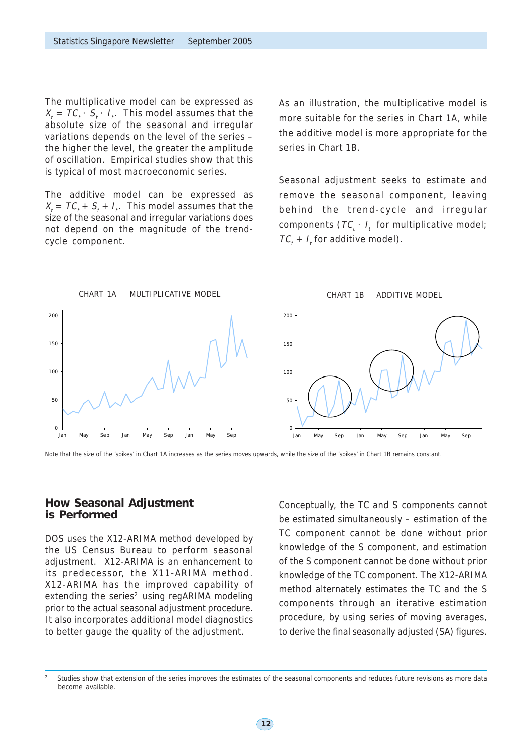The multiplicative model can be expressed as $X_t = TC_t \cdot S_t \cdot I_t$. This model assumes that the absolute size of the seasonal and irregular variations depends on the level of the series – the higher the level, the greater the amplitude of oscillation. Empirical studies show that this is typical of most macroeconomic series.

The additive model can be expressed as $X_t = TC_t + S_t + I_t$. This model assumes that the size of the seasonal and irregular variations does not depend on the magnitude of the trend-cycle component.

As an illustration, the multiplicative model is more suitable for the series in Chart 1A, while the additive model is more appropriate for the series in Chart 1B.

Seasonal adjustment seeks to estimate and remove the seasonal component, leaving behind the trend-cycle and irregular components ($TC_t \cdot I_t$ for multiplicative model; $TC_t + I_t$ for additive model).

CHART 1A MULTIPLICATIVE MODEL

200
150
100
50
0
Jan May Sep Jan May Sep Jan May Sep

CHART 1B ADDITIVE MODEL

200
150
100
50
0
Jan May Sep Jan May Sep Jan May Sep

Note that the size of the 'spikes' in Chart 1A increases as the series moves upwards, while the size of the 'spikes' in Chart 1B remains constant.

## How Seasonal Adjustment is Performed

DOS uses the X12-ARIMA method developed by the US Census Bureau to perform seasonal adjustment. X12-ARIMA is an enhancement to its predecessor, the X11-ARIMA method. X12-ARIMA has the improved capability of extending the series[2] using regARIMA modeling prior to the actual seasonal adjustment procedure. It also incorporates additional model diagnostics to better gauge the quality of the adjustment.

Conceptually, the TC and S components cannot be estimated simultaneously – estimation of the TC component cannot be done without prior knowledge of the S component, and estimation of the S component cannot be done without prior knowledge of the TC component. The X12-ARIMA method alternately estimates the TC and the S components through an iterative estimation procedure, by using series of moving averages, to derive the final seasonally adjusted (SA) figures.

[2] Studies show that extension of the series improves the estimates of the seasonal components and reduces future revisions as more data become available.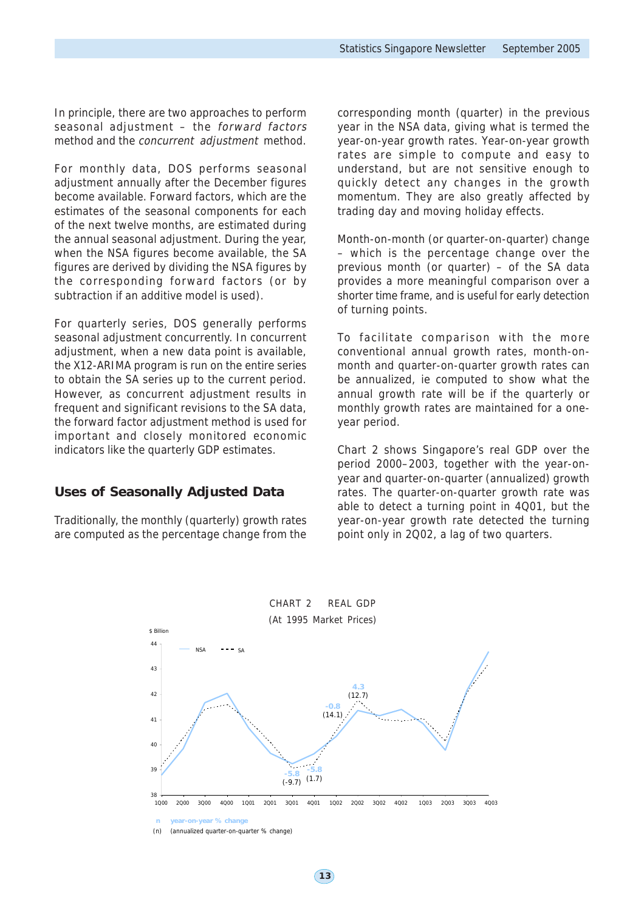In principle, there are two approaches to perform seasonal adjustment – the *forward factors* method and the *concurrent adjustment* method.

For monthly data, DOS performs seasonal adjustment annually after the December figures become available. Forward factors, which are the estimates of the seasonal components for each of the next twelve months, are estimated during the annual seasonal adjustment. During the year, when the NSA figures become available, the SA figures are derived by dividing the NSA figures by the corresponding forward factors (or by subtraction if an additive model is used).

For quarterly series, DOS generally performs seasonal adjustment concurrently. In concurrent adjustment, when a new data point is available, the X12-ARIMA program is run on the entire series to obtain the SA series up to the current period. However, as concurrent adjustment results in frequent and significant revisions to the SA data, the forward factor adjustment method is used for important and closely monitored economic indicators like the quarterly GDP estimates.

## Uses of Seasonally Adjusted Data

Traditionally, the monthly (quarterly) growth rates are computed as the percentage change from the corresponding month (quarter) in the previous year in the NSA data, giving what is termed the year-on-year growth rates. Year-on-year growth rates are simple to compute and easy to understand, but are not sensitive enough to quickly detect any changes in the growth momentum. They are also greatly affected by trading day and moving holiday effects.

Month-on-month (or quarter-on-quarter) change – which is the percentage change over the previous month (or quarter) – of the SA data provides a more meaningful comparison over a shorter time frame, and is useful for early detection of turning points.

To facilitate comparison with the more conventional annual growth rates, month-on-month and quarter-on-quarter growth rates can be annualized, ie computed to show what the annual growth rate will be if the quarterly or monthly growth rates are maintained for a one-year period.

Chart 2 shows Singapore's real GDP over the period 2000–2003, together with the year-on-year and quarter-on-quarter (annualized) growth rates. The quarter-on-quarter growth rate was able to detect a turning point in 4Q01, but the year-on-year growth rate detected the turning point only in 2Q02, a lag of two quarters.

CHART 2 REAL GDP
(At 1995 Market Prices)

$ Billion

44
43
42
41
40
39
38

NSA
SA

4.3
(12.7)

-0.8
(14.1)

-5.8
(-9.7)

-5.8
(1.7)

1Q00 2Q00 3Q00 4Q00 1Q01 2Q01 3Q01 4Q01 1Q02 2Q02 3Q02 4Q02 1Q03 2Q03 3Q03 4Q03

n year-on-year % change
(n) (annualized quarter-on-quarter % change)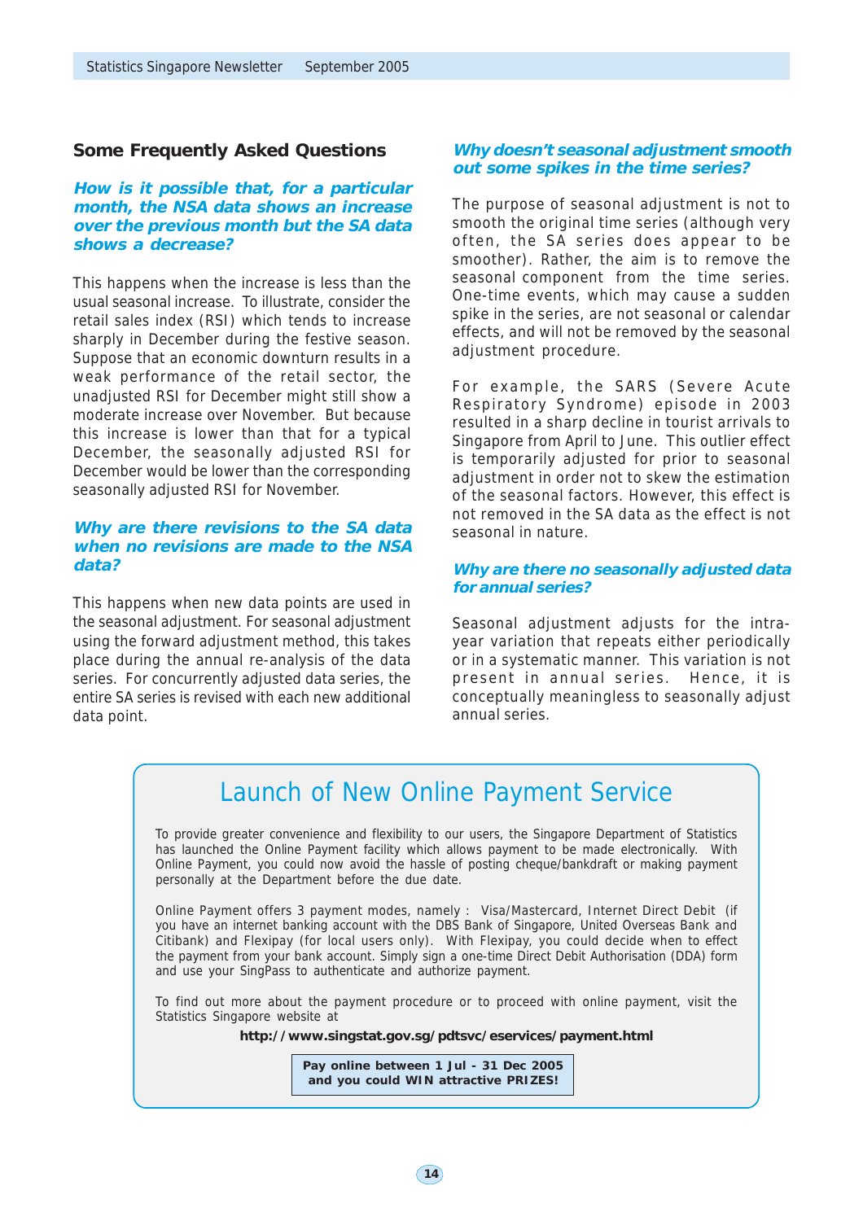## Some Frequently Asked Questions

### *How is it possible that, for a particular month, the NSA data shows an increase over the previous month but the SA data shows a decrease?*

This happens when the increase is less than the usual seasonal increase. To illustrate, consider the retail sales index (RSI) which tends to increase sharply in December during the festive season. Suppose that an economic downturn results in a weak performance of the retail sector, the unadjusted RSI for December might still show a moderate increase over November. But because this increase is lower than that for a typical December, the seasonally adjusted RSI for December would be lower than the corresponding seasonally adjusted RSI for November.

### *Why are there revisions to the SA data when no revisions are made to the NSA data?*

This happens when new data points are used in the seasonal adjustment. For seasonal adjustment using the forward adjustment method, this takes place during the annual re-analysis of the data series. For concurrently adjusted data series, the entire SA series is revised with each new additional data point.

### *Why doesn't seasonal adjustment smooth out some spikes in the time series?*

The purpose of seasonal adjustment is not to smooth the original time series (although very often, the SA series does appear to be smoother). Rather, the aim is to remove the seasonal component from the time series. One-time events, which may cause a sudden spike in the series, are not seasonal or calendar effects, and will not be removed by the seasonal adjustment procedure.

For example, the SARS (Severe Acute Respiratory Syndrome) episode in 2003 resulted in a sharp decline in tourist arrivals to Singapore from April to June. This outlier effect is temporarily adjusted for prior to seasonal adjustment in order not to skew the estimation of the seasonal factors. However, this effect is not removed in the SA data as the effect is not seasonal in nature.

### *Why are there no seasonally adjusted data for annual series?*

Seasonal adjustment adjusts for the intra-year variation that repeats either periodically or in a systematic manner. This variation is not present in annual series. Hence, it is conceptually meaningless to seasonally adjust annual series.

## Launch of New Online Payment Service

To provide greater convenience and flexibility to our users, the Singapore Department of Statistics has launched the Online Payment facility which allows payment to be made electronically. With Online Payment, you could now avoid the hassle of posting cheque/bankdraft or making payment personally at the Department before the due date.

Online Payment offers 3 payment modes, namely : Visa/Mastercard, Internet Direct Debit (if you have an internet banking account with the DBS Bank of Singapore, United Overseas Bank and Citibank) and Flexipay (for local users only). With Flexipay, you could decide when to effect the payment from your bank account. Simply sign a one-time Direct Debit Authorisation (DDA) form and use your SingPass to authenticate and authorize payment.

To find out more about the payment procedure or to proceed with online payment, visit the Statistics Singapore website at

**http://www.singstat.gov.sg/pdtsvc/eservices/payment.html**

**Pay online between 1 Jul - 31 Dec 2005 and you could WIN attractive PRIZES!**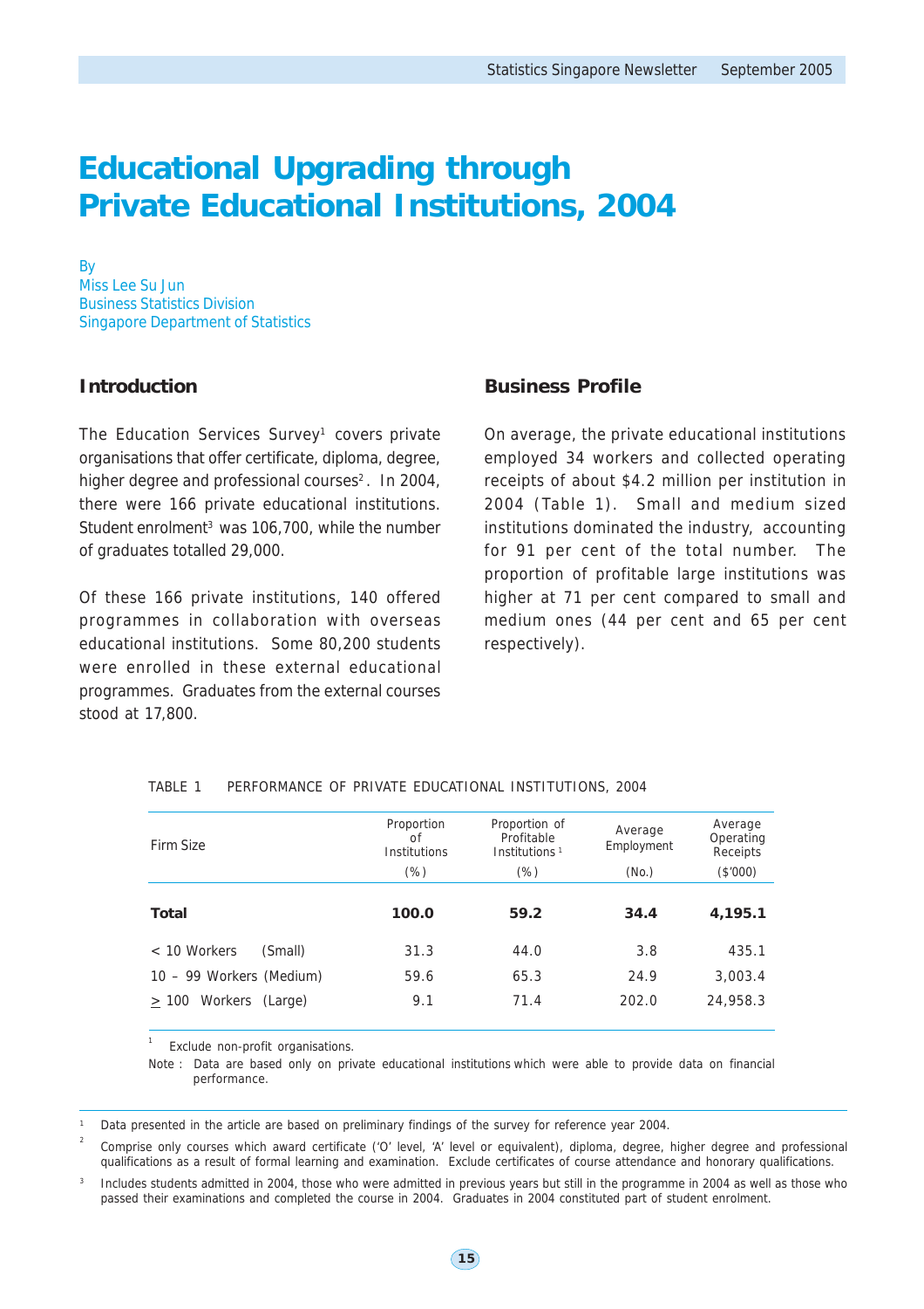# Educational Upgrading through Private Educational Institutions, 2004

By
Miss Lee Su Jun
Business Statistics Division
Singapore Department of Statistics

## Introduction

The Education Services Survey[1] covers private organisations that offer certificate, diploma, degree, higher degree and professional courses[2]. In 2004, there were 166 private educational institutions. Student enrolment[3] was 106,700, while the number of graduates totalled 29,000.

Of these 166 private institutions, 140 offered programmes in collaboration with overseas educational institutions. Some 80,200 students were enrolled in these external educational programmes. Graduates from the external courses stood at 17,800.

## Business Profile

On average, the private educational institutions employed 34 workers and collected operating receipts of about $4.2 million per institution in 2004 (Table 1). Small and medium sized institutions dominated the industry, accounting for 91 per cent of the total number. The proportion of profitable large institutions was higher at 71 per cent compared to small and medium ones (44 per cent and 65 per cent respectively).

TABLE 1 PERFORMANCE OF PRIVATE EDUCATIONAL INSTITUTIONS, 2004

| Firm Size | Proportion of Institutions (%) | Proportion of Profitable Institutions [1] (%) | Average Employment (No.) | Average Operating Receipts ($'000) |
|---|---|---|---|---|
| **Total** | **100.0** | **59.2** | **34.4** | **4,195.1** |
| < 10 Workers (Small) | 31.3 | 44.0 | 3.8 | 435.1 |
| 10 – 99 Workers (Medium) | 59.6 | 65.3 | 24.9 | 3,003.4 |
| ≥ 100 Workers (Large) | 9.1 | 71.4 | 202.0 | 24,958.3 |

[1] Exclude non-profit organisations.

Note : Data are based only on private educational institutions which were able to provide data on financial performance.

---

[1] Data presented in the article are based on preliminary findings of the survey for reference year 2004.

[2] Comprise only courses which award certificate ('O' level, 'A' level or equivalent), diploma, degree, higher degree and professional qualifications as a result of formal learning and examination. Exclude certificates of course attendance and honorary qualifications.

[3] Includes students admitted in 2004, those who were admitted in previous years but still in the programme in 2004 as well as those who passed their examinations and completed the course in 2004. Graduates in 2004 constituted part of student enrolment.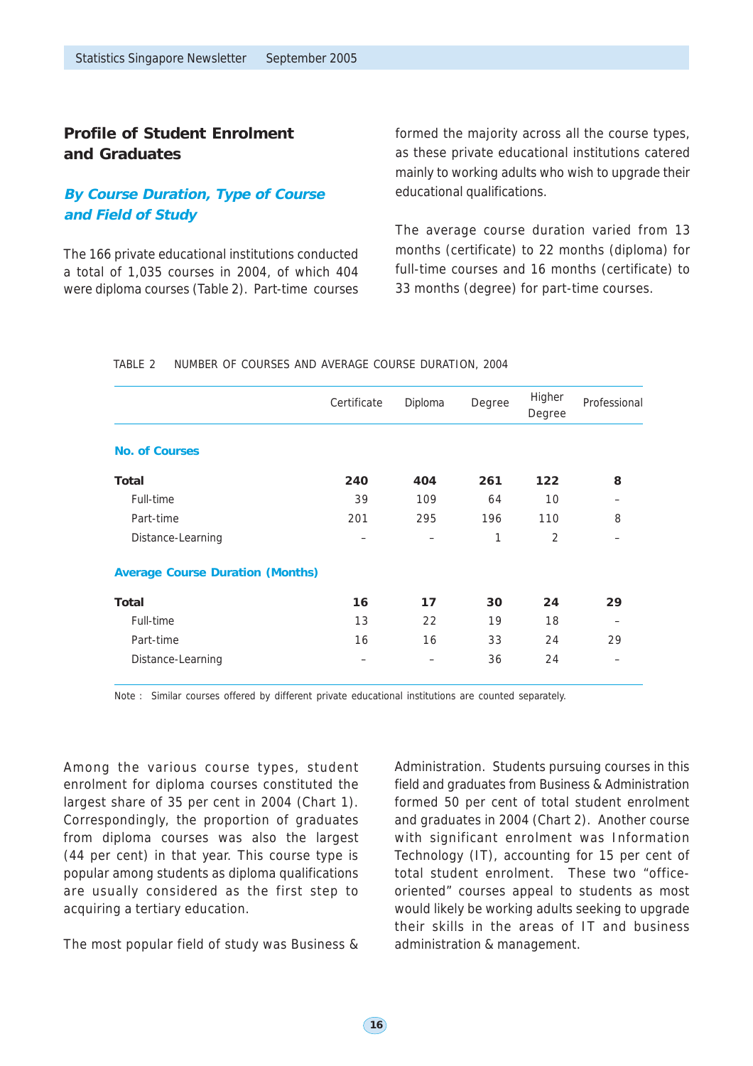## Profile of Student Enrolment and Graduates

### *By Course Duration, Type of Course and Field of Study*

The 166 private educational institutions conducted a total of 1,035 courses in 2004, of which 404 were diploma courses (Table 2). Part-time courses formed the majority across all the course types, as these private educational institutions catered mainly to working adults who wish to upgrade their educational qualifications.

The average course duration varied from 13 months (certificate) to 22 months (diploma) for full-time courses and 16 months (certificate) to 33 months (degree) for part-time courses.

TABLE 2 NUMBER OF COURSES AND AVERAGE COURSE DURATION, 2004

| | Certificate | Diploma | Degree | Higher Degree | Professional |
|---|---|---|---|---|---|
| **No. of Courses** | | | | | |
| **Total** | **240** | **404** | **261** | **122** | **8** |
| Full-time | 39 | 109 | 64 | 10 | – |
| Part-time | 201 | 295 | 196 | 110 | 8 |
| Distance-Learning | – | – | 1 | 2 | – |
| **Average Course Duration (Months)** | | | | | |
| **Total** | **16** | **17** | **30** | **24** | **29** |
| Full-time | 13 | 22 | 19 | 18 | – |
| Part-time | 16 | 16 | 33 | 24 | 29 |
| Distance-Learning | – | – | 36 | 24 | – |

Note : Similar courses offered by different private educational institutions are counted separately.

Among the various course types, student enrolment for diploma courses constituted the largest share of 35 per cent in 2004 (Chart 1). Correspondingly, the proportion of graduates from diploma courses was also the largest (44 per cent) in that year. This course type is popular among students as diploma qualifications are usually considered as the first step to acquiring a tertiary education.

The most popular field of study was Business & Administration. Students pursuing courses in this field and graduates from Business & Administration formed 50 per cent of total student enrolment and graduates in 2004 (Chart 2). Another course with significant enrolment was Information Technology (IT), accounting for 15 per cent of total student enrolment. These two "office-oriented" courses appeal to students as most would likely be working adults seeking to upgrade their skills in the areas of IT and business administration & management.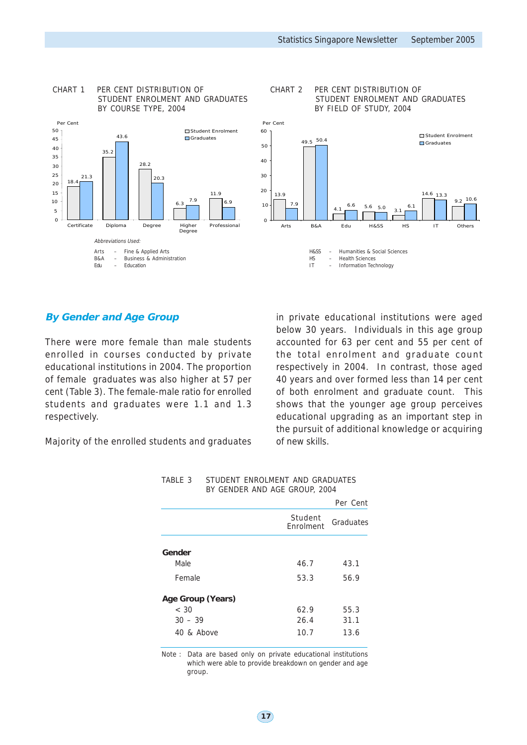CHART 1 PER CENT DISTRIBUTION OF STUDENT ENROLMENT AND GRADUATES BY COURSE TYPE, 2004

Per Cent

50
45
40
35
30
25
20
15
10
5
0

Student Enrolment
Graduates

18.4 21.3
35.2 43.6
28.2 20.3
6.3 7.9
11.9 6.9

Certificate
Diploma
Degree
Higher Degree
Professional

CHART 2 PER CENT DISTRIBUTION OF STUDENT ENROLMENT AND GRADUATES BY FIELD OF STUDY, 2004

Per Cent

60
50
40
30
20
10
0

Student Enrolment
Graduates

13.9 7.9
49.5 50.4
4.1 6.6
5.6 5.0
3.1 6.1
14.6 13.3
9.2 10.6

Arts
B&A
Edu
H&SS
HS
IT
Others

*Abbreviations Used:*

Arts - Fine & Applied Arts
B&A - Business & Administration
Edu - Education
H&SS - Humanities & Social Sciences
HS - Health Sciences
IT - Information Technology

## *By Gender and Age Group*

There were more female than male students enrolled in courses conducted by private educational institutions in 2004. The proportion of female graduates was also higher at 57 per cent (Table 3). The female-male ratio for enrolled students and graduates were 1.1 and 1.3 respectively.

Majority of the enrolled students and graduates in private educational institutions were aged below 30 years. Individuals in this age group accounted for 63 per cent and 55 per cent of the total enrolment and graduate count respectively in 2004. In contrast, those aged 40 years and over formed less than 14 per cent of both enrolment and graduate count. This shows that the younger age group perceives educational upgrading as an important step in the pursuit of additional knowledge or acquiring of new skills.

TABLE 3 STUDENT ENROLMENT AND GRADUATES BY GENDER AND AGE GROUP, 2004

Per Cent

| | Student Enrolment | Graduates |
|---|---|---|
| **Gender** | | |
| Male | 46.7 | 43.1 |
| Female | 53.3 | 56.9 |
| **Age Group (Years)** | | |
| < 30 | 62.9 | 55.3 |
| 30 – 39 | 26.4 | 31.1 |
| 40 & Above | 10.7 | 13.6 |

Note : Data are based only on private educational institutions which were able to provide breakdown on gender and age group.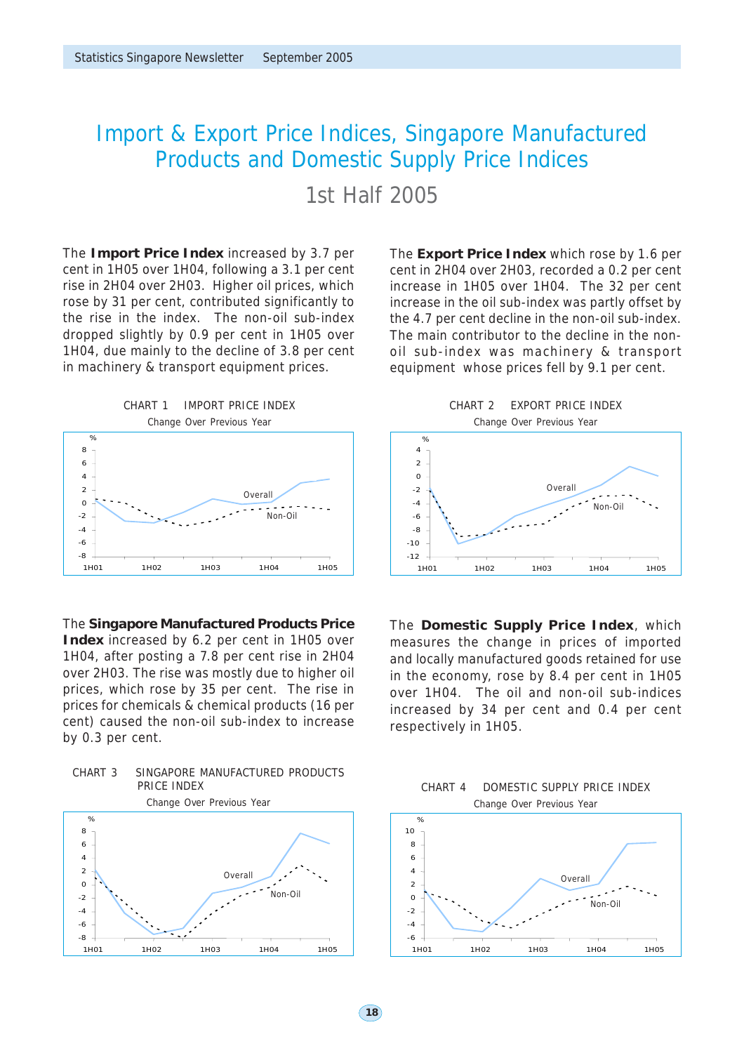# Import & Export Price Indices, Singapore Manufactured Products and Domestic Supply Price Indices

## 1st Half 2005

The **Import Price Index** increased by 3.7 per cent in 1H05 over 1H04, following a 3.1 per cent rise in 2H04 over 2H03. Higher oil prices, which rose by 31 per cent, contributed significantly to the rise in the index. The non-oil sub-index dropped slightly by 0.9 per cent in 1H05 over 1H04, due mainly to the decline of 3.8 per cent in machinery & transport equipment prices.

CHART 1 IMPORT PRICE INDEX
Change Over Previous Year

%
8
6
4
2
0
-2
-4
-6
-8
1H01 1H02 1H03 1H04 1H05
Overall
Non-Oil

The **Export Price Index** which rose by 1.6 per cent in 2H04 over 2H03, recorded a 0.2 per cent increase in 1H05 over 1H04. The 32 per cent increase in the oil sub-index was partly offset by the 4.7 per cent decline in the non-oil sub-index. The main contributor to the decline in the non-oil sub-index was machinery & transport equipment whose prices fell by 9.1 per cent.

CHART 2 EXPORT PRICE INDEX
Change Over Previous Year

%
4
2
0
-2
-4
-6
-8
-10
-12
1H01 1H02 1H03 1H04 1H05
Overall
Non-Oil

The **Singapore Manufactured Products Price Index** increased by 6.2 per cent in 1H05 over 1H04, after posting a 7.8 per cent rise in 2H04 over 2H03. The rise was mostly due to higher oil prices, which rose by 35 per cent. The rise in prices for chemicals & chemical products (16 per cent) caused the non-oil sub-index to increase by 0.3 per cent.

CHART 3 SINGAPORE MANUFACTURED PRODUCTS PRICE INDEX
Change Over Previous Year

%
8
6
4
2
0
-2
-4
-6
-8
1H01 1H02 1H03 1H04 1H05
Overall
Non-Oil

The **Domestic Supply Price Index**, which measures the change in prices of imported and locally manufactured goods retained for use in the economy, rose by 8.4 per cent in 1H05 over 1H04. The oil and non-oil sub-indices increased by 34 per cent and 0.4 per cent respectively in 1H05.

CHART 4 DOMESTIC SUPPLY PRICE INDEX
Change Over Previous Year

%
10
8
6
4
2
0
-2
-4
-6
1H01 1H02 1H03 1H04 1H05
Overall
Non-Oil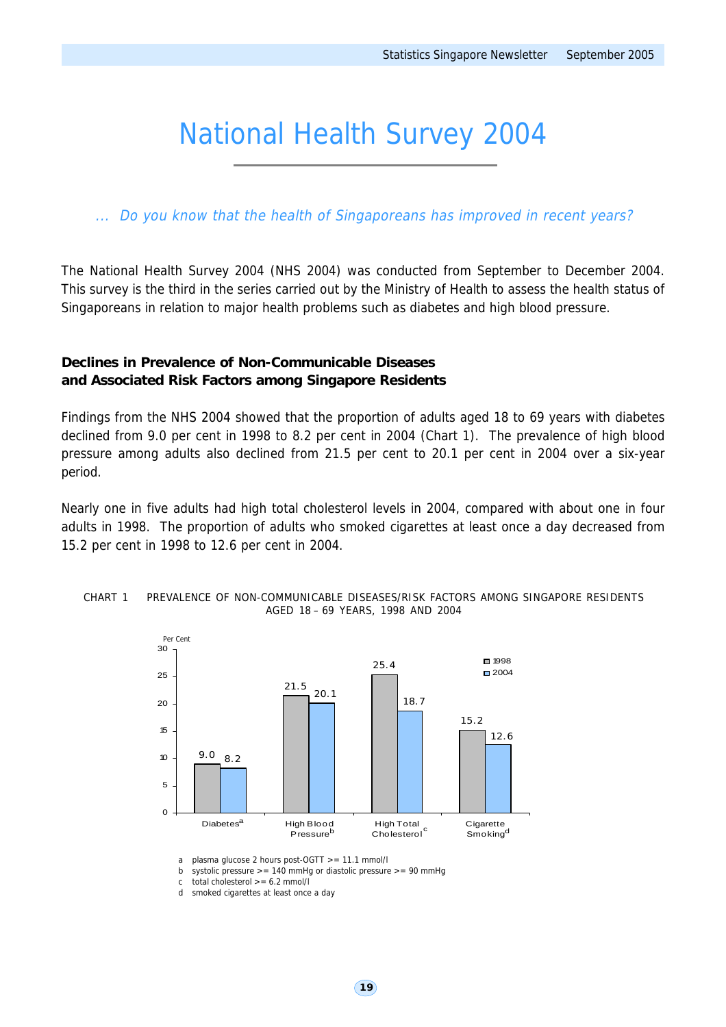# National Health Survey 2004

*... Do you know that the health of Singaporeans has improved in recent years?*

The National Health Survey 2004 (NHS 2004) was conducted from September to December 2004. This survey is the third in the series carried out by the Ministry of Health to assess the health status of Singaporeans in relation to major health problems such as diabetes and high blood pressure.

## Declines in Prevalence of Non-Communicable Diseases and Associated Risk Factors among Singapore Residents

Findings from the NHS 2004 showed that the proportion of adults aged 18 to 69 years with diabetes declined from 9.0 per cent in 1998 to 8.2 per cent in 2004 (Chart 1). The prevalence of high blood pressure among adults also declined from 21.5 per cent to 20.1 per cent in 2004 over a six-year period.

Nearly one in five adults had high total cholesterol levels in 2004, compared with about one in four adults in 1998. The proportion of adults who smoked cigarettes at least once a day decreased from 15.2 per cent in 1998 to 12.6 per cent in 2004.

CHART 1 PREVALENCE OF NON-COMMUNICABLE DISEASES/RISK FACTORS AMONG SINGAPORE RESIDENTS AGED 18 – 69 YEARS, 1998 AND 2004

Per Cent
30
25
20
15
10
5
0

1998
2004

Diabetes[a]
9.0
8.2

High Blood Pressure[b]
21.5
20.1

High Total Cholesterol[c]
25.4
18.7

Cigarette Smoking[d]
15.2
12.6

a plasma glucose 2 hours post-OGTT >= 11.1 mmol/l
b systolic pressure >= 140 mmHg or diastolic pressure >= 90 mmHg
c total cholesterol >= 6.2 mmol/l
d smoked cigarettes at least once a day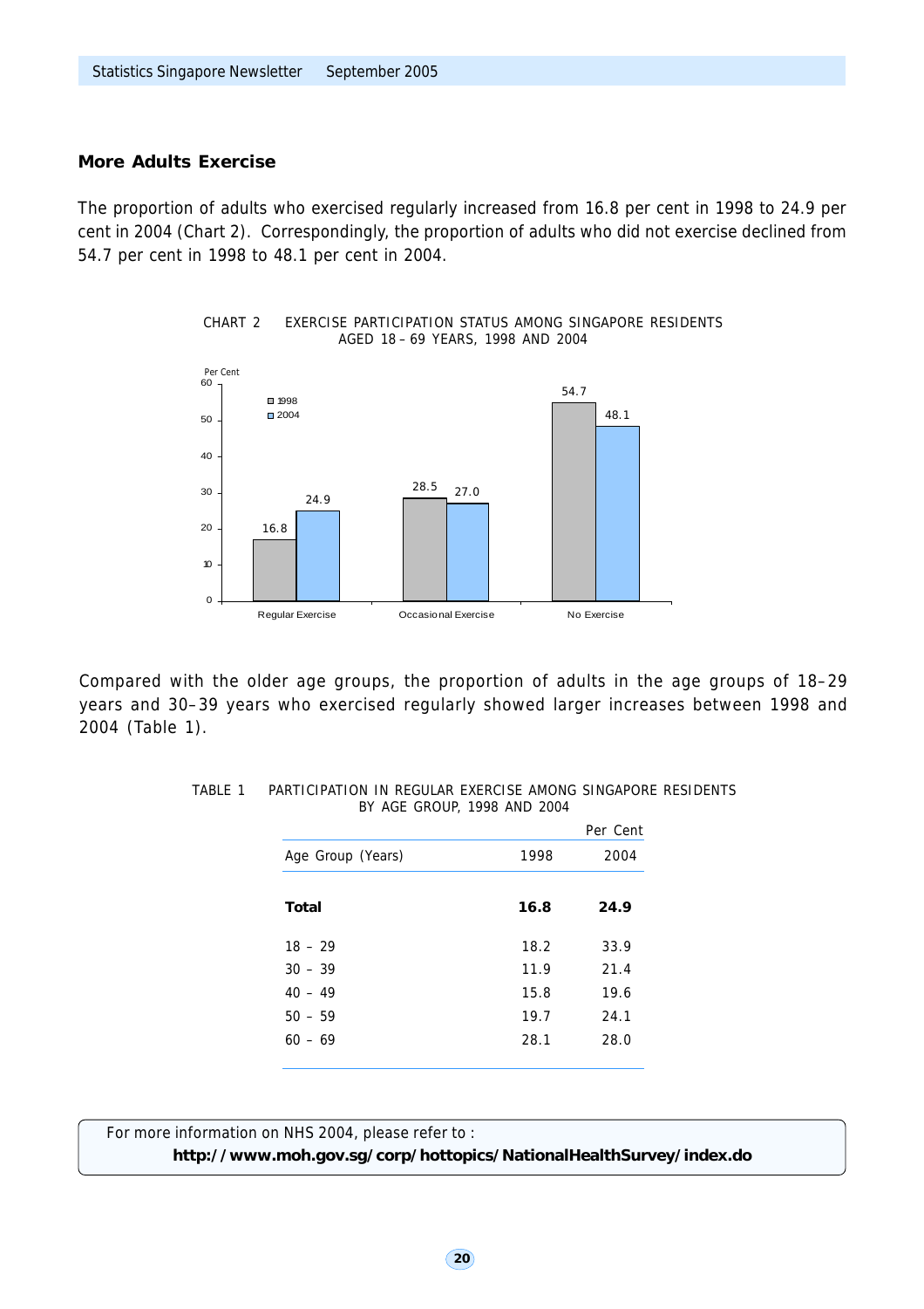## More Adults Exercise

The proportion of adults who exercised regularly increased from 16.8 per cent in 1998 to 24.9 per cent in 2004 (Chart 2). Correspondingly, the proportion of adults who did not exercise declined from 54.7 per cent in 1998 to 48.1 per cent in 2004.

CHART 2 EXERCISE PARTICIPATION STATUS AMONG SINGAPORE RESIDENTS AGED 18 – 69 YEARS, 1998 AND 2004

Per Cent

1998
2004

Regular Exercise: 16.8, 24.9
Occasional Exercise: 28.5, 27.0
No Exercise: 54.7, 48.1

Compared with the older age groups, the proportion of adults in the age groups of 18–29 years and 30–39 years who exercised regularly showed larger increases between 1998 and 2004 (Table 1).

TABLE 1 PARTICIPATION IN REGULAR EXERCISE AMONG SINGAPORE RESIDENTS BY AGE GROUP, 1998 AND 2004

Per Cent

| Age Group (Years) | 1998 | 2004 |
|---|---|---|
| **Total** | **16.8** | **24.9** |
| 18 – 29 | 18.2 | 33.9 |
| 30 – 39 | 11.9 | 21.4 |
| 40 – 49 | 15.8 | 19.6 |
| 50 – 59 | 19.7 | 24.1 |
| 60 – 69 | 28.1 | 28.0 |

For more information on NHS 2004, please refer to :
**http://www.moh.gov.sg/corp/hottopics/NationalHealthSurvey/index.do**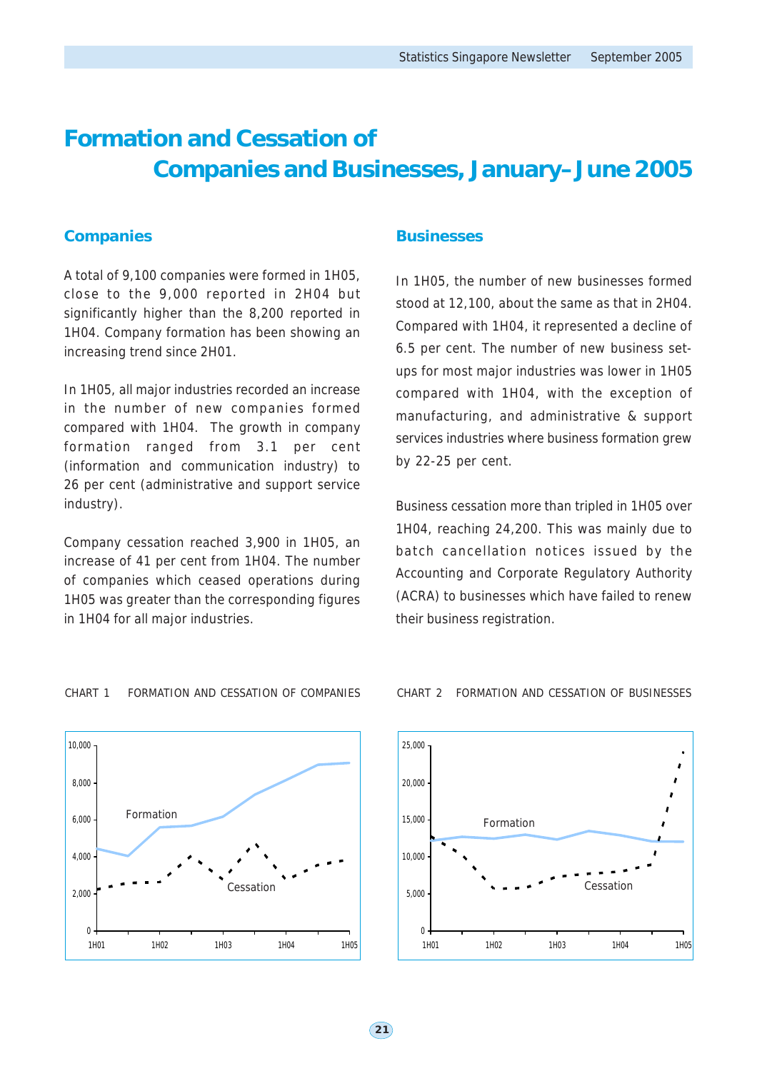# Formation and Cessation of Companies and Businesses, January–June 2005

## Companies

A total of 9,100 companies were formed in 1H05, close to the 9,000 reported in 2H04 but significantly higher than the 8,200 reported in 1H04. Company formation has been showing an increasing trend since 2H01.

In 1H05, all major industries recorded an increase in the number of new companies formed compared with 1H04. The growth in company formation ranged from 3.1 per cent (information and communication industry) to 26 per cent (administrative and support service industry).

Company cessation reached 3,900 in 1H05, an increase of 41 per cent from 1H04. The number of companies which ceased operations during 1H05 was greater than the corresponding figures in 1H04 for all major industries.

## Businesses

In 1H05, the number of new businesses formed stood at 12,100, about the same as that in 2H04. Compared with 1H04, it represented a decline of 6.5 per cent. The number of new business set-ups for most major industries was lower in 1H05 compared with 1H04, with the exception of manufacturing, and administrative & support services industries where business formation grew by 22-25 per cent.

Business cessation more than tripled in 1H05 over 1H04, reaching 24,200. This was mainly due to batch cancellation notices issued by the Accounting and Corporate Regulatory Authority (ACRA) to businesses which have failed to renew their business registration.

CHART 1 FORMATION AND CESSATION OF COMPANIES

10,000
8,000
6,000
4,000
2,000
0
Formation
Cessation
1H01 1H02 1H03 1H04 1H05

CHART 2 FORMATION AND CESSATION OF BUSINESSES

25,000
20,000
15,000
10,000
5,000
0
Formation
Cessation
1H01 1H02 1H03 1H04 1H05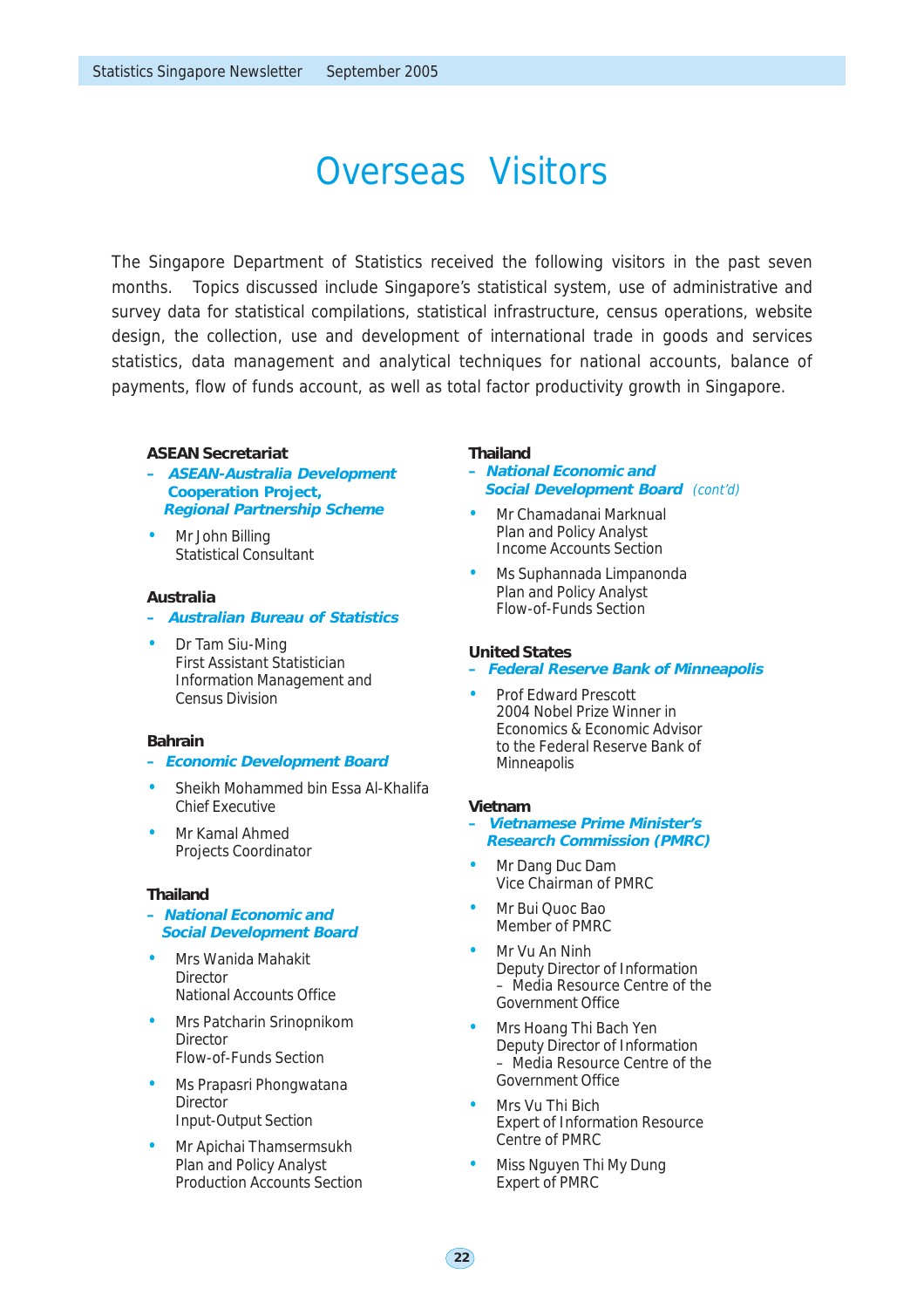# Overseas Visitors

The Singapore Department of Statistics received the following visitors in the past seven months. Topics discussed include Singapore's statistical system, use of administrative and survey data for statistical compilations, statistical infrastructure, census operations, website design, the collection, use and development of international trade in goods and services statistics, data management and analytical techniques for national accounts, balance of payments, flow of funds account, as well as total factor productivity growth in Singapore.

**ASEAN Secretariat**

– ***ASEAN-Australia Development Cooperation Project, Regional Partnership Scheme***

- Mr John Billing
  Statistical Consultant

**Australia**

– ***Australian Bureau of Statistics***

- Dr Tam Siu-Ming
  First Assistant Statistician
  Information Management and Census Division

**Bahrain**

– ***Economic Development Board***

- Sheikh Mohammed bin Essa Al-Khalifa
  Chief Executive
- Mr Kamal Ahmed
  Projects Coordinator

**Thailand**

– ***National Economic and Social Development Board***

- Mrs Wanida Mahakit
  Director
  National Accounts Office
- Mrs Patcharin Srinopnikom
  Director
  Flow-of-Funds Section
- Ms Prapasri Phongwatana
  Director
  Input-Output Section
- Mr Apichai Thamsermsukh
  Plan and Policy Analyst
  Production Accounts Section

**Thailand**

– ***National Economic and Social Development Board*** *(cont'd)*

- Mr Chamadanai Marknual
  Plan and Policy Analyst
  Income Accounts Section
- Ms Suphannada Limpanonda
  Plan and Policy Analyst
  Flow-of-Funds Section

**United States**

– ***Federal Reserve Bank of Minneapolis***

- Prof Edward Prescott
  2004 Nobel Prize Winner in Economics & Economic Advisor to the Federal Reserve Bank of Minneapolis

**Vietnam**

– ***Vietnamese Prime Minister's Research Commission (PMRC)***

- Mr Dang Duc Dam
  Vice Chairman of PMRC
- Mr Bui Quoc Bao
  Member of PMRC
- Mr Vu An Ninh
  Deputy Director of Information – Media Resource Centre of the Government Office
- Mrs Hoang Thi Bach Yen
  Deputy Director of Information – Media Resource Centre of the Government Office
- Mrs Vu Thi Bich
  Expert of Information Resource Centre of PMRC
- Miss Nguyen Thi My Dung
  Expert of PMRC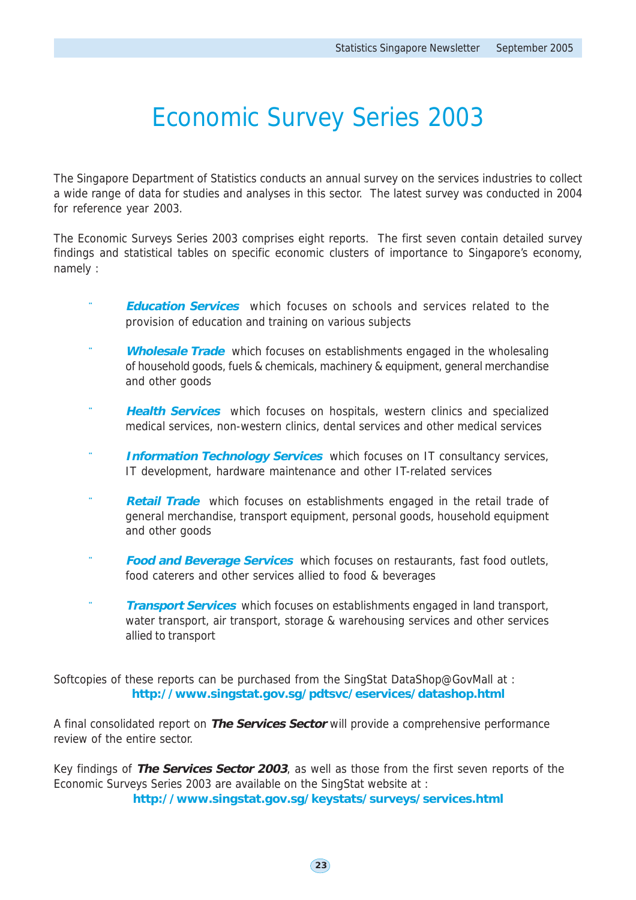# Economic Survey Series 2003

The Singapore Department of Statistics conducts an annual survey on the services industries to collect a wide range of data for studies and analyses in this sector. The latest survey was conducted in 2004 for reference year 2003.

The Economic Surveys Series 2003 comprises eight reports. The first seven contain detailed survey findings and statistical tables on specific economic clusters of importance to Singapore's economy, namely :

- ***Education Services*** which focuses on schools and services related to the provision of education and training on various subjects
- ***Wholesale Trade*** which focuses on establishments engaged in the wholesaling of household goods, fuels & chemicals, machinery & equipment, general merchandise and other goods
- ***Health Services*** which focuses on hospitals, western clinics and specialized medical services, non-western clinics, dental services and other medical services
- ***Information Technology Services*** which focuses on IT consultancy services, IT development, hardware maintenance and other IT-related services
- ***Retail Trade*** which focuses on establishments engaged in the retail trade of general merchandise, transport equipment, personal goods, household equipment and other goods
- ***Food and Beverage Services*** which focuses on restaurants, fast food outlets, food caterers and other services allied to food & beverages
- ***Transport Services*** which focuses on establishments engaged in land transport, water transport, air transport, storage & warehousing services and other services allied to transport

Softcopies of these reports can be purchased from the SingStat DataShop@GovMall at :
**http://www.singstat.gov.sg/pdtsvc/eservices/datashop.html**

A final consolidated report on ***The Services Sector*** will provide a comprehensive performance review of the entire sector.

Key findings of ***The Services Sector 2003***, as well as those from the first seven reports of the Economic Surveys Series 2003 are available on the SingStat website at :
**http://www.singstat.gov.sg/keystats/surveys/services.html**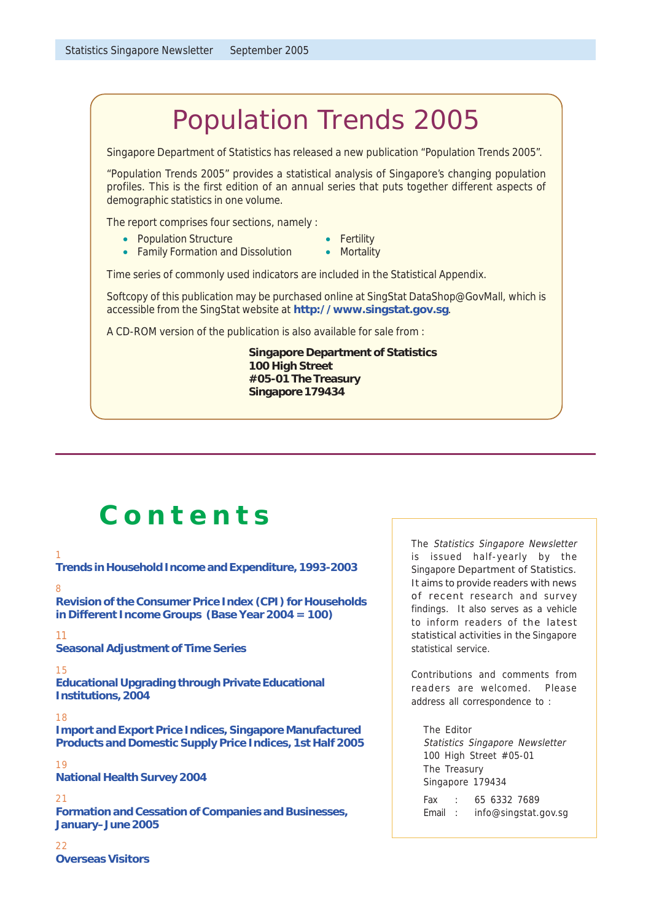# Population Trends 2005

Singapore Department of Statistics has released a new publication "Population Trends 2005".

"Population Trends 2005" provides a statistical analysis of Singapore's changing population profiles. This is the first edition of an annual series that puts together different aspects of demographic statistics in one volume.

The report comprises four sections, namely :

- Population Structure
- Family Formation and Dissolution
- Fertility
- Mortality

Time series of commonly used indicators are included in the Statistical Appendix.

Softcopy of this publication may be purchased online at SingStat DataShop@GovMall, which is accessible from the SingStat website at **http://www.singstat.gov.sg**.

A CD-ROM version of the publication is also available for sale from :

**Singapore Department of Statistics**
**100 High Street**
**#05-01 The Treasury**
**Singapore 179434**

---

# Contents

1
**Trends in Household Income and Expenditure, 1993-2003**

8
**Revision of the Consumer Price Index (CPI) for Households in Different Income Groups (Base Year 2004 = 100)**

11
**Seasonal Adjustment of Time Series**

15
**Educational Upgrading through Private Educational Institutions, 2004**

18
**Import and Export Price Indices, Singapore Manufactured Products and Domestic Supply Price Indices, 1st Half 2005**

19
**National Health Survey 2004**

21
**Formation and Cessation of Companies and Businesses, January–June 2005**

22
**Overseas Visitors**

The *Statistics Singapore Newsletter* is issued half-yearly by the Singapore Department of Statistics. It aims to provide readers with news of recent research and survey findings. It also serves as a vehicle to inform readers of the latest statistical activities in the Singapore statistical service.

Contributions and comments from readers are welcomed. Please address all correspondence to :

The Editor
*Statistics Singapore Newsletter*
100 High Street #05-01
The Treasury
Singapore 179434

Fax : 65 6332 7689
Email : info@singstat.gov.sg